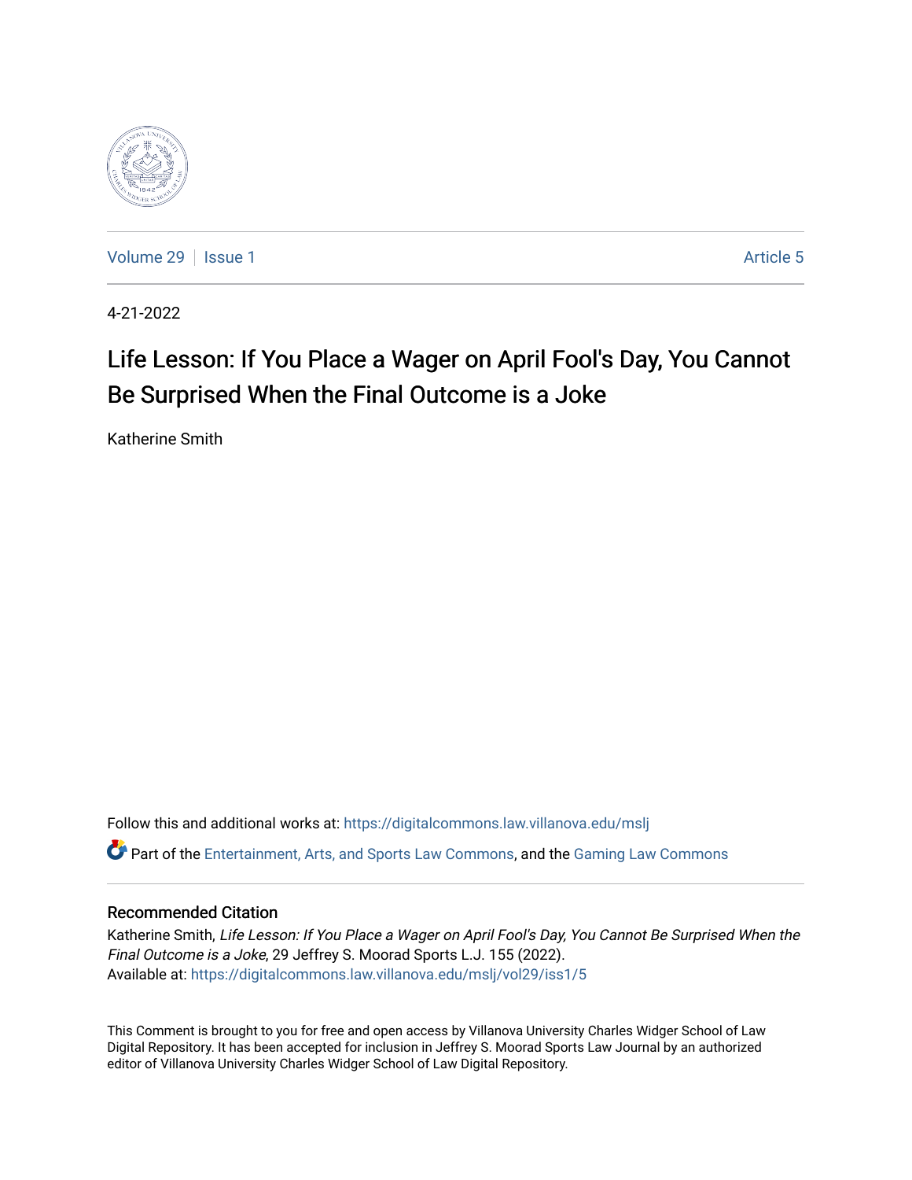Volume 29 | Issue 1 | Article 5

4-21-2022

# Life Lesson: If You Place a Wager on April Fool's Day, You Cannot Be Surprised When the Final Outcome is a Joke

Katherine Smith

Follow this and additional works at: https://digitalcommons.law.villanova.edu/mslj

Part of the Entertainment, Arts, and Sports Law Commons, and the Gaming Law Commons

## Recommended Citation

Katherine Smith, *Life Lesson: If You Place a Wager on April Fool's Day, You Cannot Be Surprised When the Final Outcome is a Joke*, 29 Jeffrey S. Moorad Sports L.J. 155 (2022).
Available at: https://digitalcommons.law.villanova.edu/mslj/vol29/iss1/5

This Comment is brought to you for free and open access by Villanova University Charles Widger School of Law Digital Repository. It has been accepted for inclusion in Jeffrey S. Moorad Sports Law Journal by an authorized editor of Villanova University Charles Widger School of Law Digital Repository.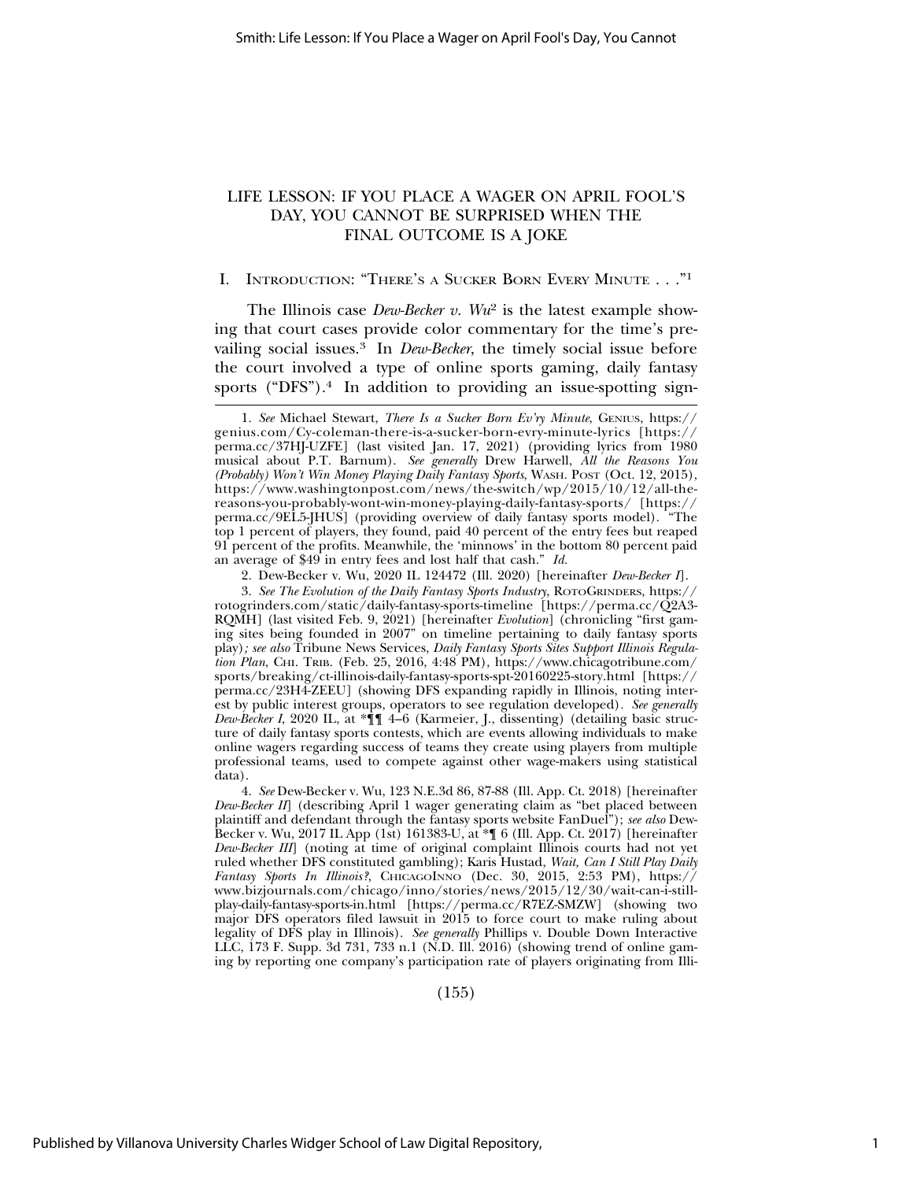# LIFE LESSON: IF YOU PLACE A WAGER ON APRIL FOOL'S DAY, YOU CANNOT BE SURPRISED WHEN THE FINAL OUTCOME IS A JOKE

## I. INTRODUCTION: "THERE'S A SUCKER BORN EVERY MINUTE . . ."[1]

The Illinois case *Dew-Becker v. Wu*[2] is the latest example showing that court cases provide color commentary for the time's prevailing social issues.[3] In *Dew-Becker*, the timely social issue before the court involved a type of online sports gaming, daily fantasy sports ("DFS").[4] In addition to providing an issue-spotting sign-

---

1. *See* Michael Stewart, *There Is a Sucker Born Ev'ry Minute*, GENIUS, https://genius.com/Cy-coleman-there-is-a-sucker-born-evry-minute-lyrics [https://perma.cc/37HJ-UZFE] (last visited Jan. 17, 2021) (providing lyrics from 1980 musical about P.T. Barnum). *See generally* Drew Harwell, *All the Reasons You (Probably) Won't Win Money Playing Daily Fantasy Sports*, WASH. POST (Oct. 12, 2015), https://www.washingtonpost.com/news/the-switch/wp/2015/10/12/all-the-reasons-you-probably-wont-win-money-playing-daily-fantasy-sports/ [https://perma.cc/9EL5-JHUS] (providing overview of daily fantasy sports model). "The top 1 percent of players, they found, paid 40 percent of the entry fees but reaped 91 percent of the profits. Meanwhile, the 'minnows' in the bottom 80 percent paid an average of $49 in entry fees and lost half that cash." *Id.*

2. Dew-Becker v. Wu, 2020 IL 124472 (Ill. 2020) [hereinafter *Dew-Becker I*].

3. *See The Evolution of the Daily Fantasy Sports Industry*, ROTOGRINDERS, https://rotogrinders.com/static/daily-fantasy-sports-timeline [https://perma.cc/Q2A3-RQMH] (last visited Feb. 9, 2021) [hereinafter *Evolution*] (chronicling "first gaming sites being founded in 2007" on timeline pertaining to daily fantasy sports play)*; see also* Tribune News Services, *Daily Fantasy Sports Sites Support Illinois Regulation Plan*, CHI. TRIB. (Feb. 25, 2016, 4:48 PM), https://www.chicagotribune.com/sports/breaking/ct-illinois-daily-fantasy-sports-spt-20160225-story.html [https://perma.cc/23H4-ZEEU] (showing DFS expanding rapidly in Illinois, noting interest by public interest groups, operators to see regulation developed). *See generally Dew-Becker I*, 2020 IL, at *¶¶ 4–6 (Karmeier, J., dissenting) (detailing basic structure of daily fantasy sports contests, which are events allowing individuals to make online wagers regarding success of teams they create using players from multiple professional teams, used to compete against other wage-makers using statistical data).

4. *See* Dew-Becker v. Wu, 123 N.E.3d 86, 87-88 (Ill. App. Ct. 2018) [hereinafter *Dew-Becker II*] (describing April 1 wager generating claim as "bet placed between plaintiff and defendant through the fantasy sports website FanDuel"); *see also* Dew-Becker v. Wu, 2017 IL App (1st) 161383-U, at *¶ 6 (Ill. App. Ct. 2017) [hereinafter *Dew-Becker III*] (noting at time of original complaint Illinois courts had not yet ruled whether DFS constituted gambling); Karis Hustad, *Wait, Can I Still Play Daily Fantasy Sports In Illinois?*, CHICAGOINNO (Dec. 30, 2015, 2:53 PM), https://www.bizjournals.com/chicago/inno/stories/news/2015/12/30/wait-can-i-still-play-daily-fantasy-sports-in.html [https://perma.cc/R7EZ-SMZW] (showing two major DFS operators filed lawsuit in 2015 to force court to make ruling about legality of DFS play in Illinois). *See generally* Phillips v. Double Down Interactive LLC, 173 F. Supp. 3d 731, 733 n.1 (N.D. Ill. 2016) (showing trend of online gaming by reporting one company's participation rate of players originating from Illi-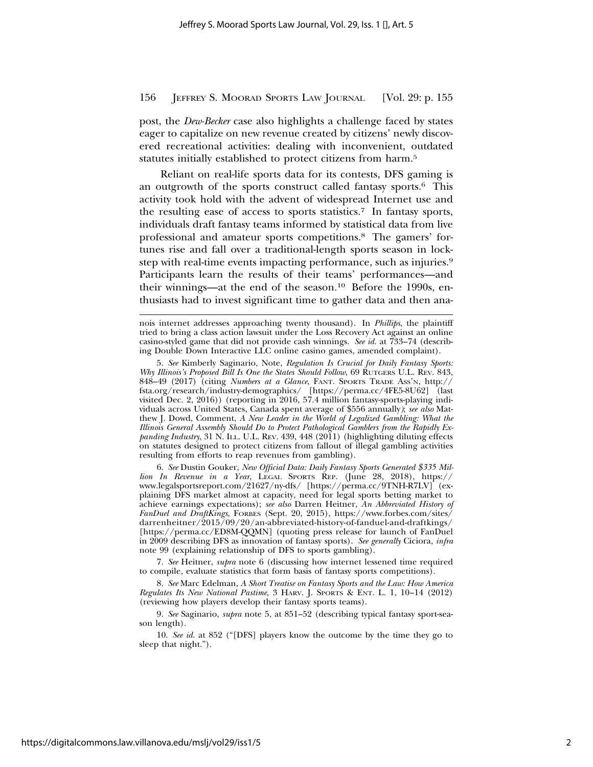post, the *Dew-Becker* case also highlights a challenge faced by states eager to capitalize on new revenue created by citizens' newly discovered recreational activities: dealing with inconvenient, outdated statutes initially established to protect citizens from harm.[5]

Reliant on real-life sports data for its contests, DFS gaming is an outgrowth of the sports construct called fantasy sports.[6] This activity took hold with the advent of widespread Internet use and the resulting ease of access to sports statistics.[7] In fantasy sports, individuals draft fantasy teams informed by statistical data from live professional and amateur sports competitions.[8] The gamers' fortunes rise and fall over a traditional-length sports season in lockstep with real-time events impacting performance, such as injuries.[9] Participants learn the results of their teams' performances—and their winnings—at the end of the season.[10] Before the 1990s, enthusiasts had to invest significant time to gather data and then ana-

---

nois internet addresses approaching twenty thousand). In *Phillips*, the plaintiff tried to bring a class action lawsuit under the Loss Recovery Act against an online casino-styled game that did not provide cash winnings. *See id.* at 733–74 (describing Double Down Interactive LLC online casino games, amended complaint).

5. *See* Kimberly Saginario, Note, *Regulation Is Crucial for Daily Fantasy Sports: Why Illinois's Proposed Bill Is One the States Should Follow*, 69 RUTGERS U.L. REV. 843, 848–49 (2017) (citing *Numbers at a Glance*, FANT. SPORTS TRADE ASS'N, http://fsta.org/research/industry-demographics/ [https://perma.cc/4FE5-8U62] (last visited Dec. 2, 2016)) (reporting in 2016, 57.4 million fantasy-sports-playing individuals across United States, Canada spent average of $556 annually); *see also* Matthew J. Dowd, Comment, *A New Leader in the World of Legalized Gambling: What the Illinois General Assembly Should Do to Protect Pathological Gamblers from the Rapidly Expanding Industry*, 31 N. ILL. U.L. REV. 439, 448 (2011) (highlighting diluting effects on statutes designed to protect citizens from fallout of illegal gambling activities resulting from efforts to reap revenues from gambling).

6. *See* Dustin Gouker, *New Official Data: Daily Fantasy Sports Generated $335 Million In Revenue in a Year*, LEGAL SPORTS REP. (June 28, 2018), https://www.legalsportsreport.com/21627/ny-dfs/ [https://perma.cc/9TNH-R7LV] (explaining DFS market almost at capacity, need for legal sports betting market to achieve earnings expectations); *see also* Darren Heitner, *An Abbreviated History of FanDuel and DraftKings*, FORBES (Sept. 20, 2015), https://www.forbes.com/sites/darrenheitner/2015/09/20/an-abbreviated-history-of-fanduel-and-draftkings/ [https://perma.cc/ED8M-QQMN] (quoting press release for launch of FanDuel in 2009 describing DFS as innovation of fantasy sports). *See generally* Ciciora, *infra* note 99 (explaining relationship of DFS to sports gambling).

7. *See* Heitner, *supra* note 6 (discussing how internet lessened time required to compile, evaluate statistics that form basis of fantasy sports competitions).

8. *See* Marc Edelman, *A Short Treatise on Fantasy Sports and the Law: How America Regulates Its New National Pastime*, 3 HARV. J. SPORTS & ENT. L. 1, 10–14 (2012) (reviewing how players develop their fantasy sports teams).

9. *See* Saginario, *supra* note 5, at 851–52 (describing typical fantasy sport-season length).

10. *See id.* at 852 ("[DFS] players know the outcome by the time they go to sleep that night.").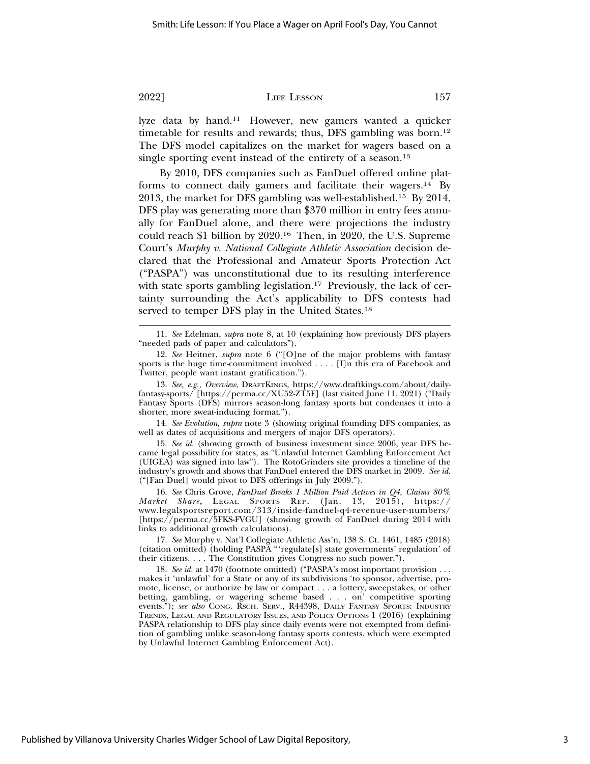lyze data by hand.[11] However, new gamers wanted a quicker timetable for results and rewards; thus, DFS gambling was born.[12] The DFS model capitalizes on the market for wagers based on a single sporting event instead of the entirety of a season.[13]

By 2010, DFS companies such as FanDuel offered online platforms to connect daily gamers and facilitate their wagers.[14] By 2013, the market for DFS gambling was well-established.[15] By 2014, DFS play was generating more than $370 million in entry fees annually for FanDuel alone, and there were projections the industry could reach $1 billion by 2020.[16] Then, in 2020, the U.S. Supreme Court's *Murphy v. National Collegiate Athletic Association* decision declared that the Professional and Amateur Sports Protection Act ("PASPA") was unconstitutional due to its resulting interference with state sports gambling legislation.[17] Previously, the lack of certainty surrounding the Act's applicability to DFS contests had served to temper DFS play in the United States.[18]

---

11. *See* Edelman, *supra* note 8, at 10 (explaining how previously DFS players "needed pads of paper and calculators").

12. *See* Heitner, *supra* note 6 ("[O]ne of the major problems with fantasy sports is the huge time-commitment involved . . . . [I]n this era of Facebook and Twitter, people want instant gratification.").

13. *See, e.g., Overview*, DRAFTKINGS, https://www.draftkings.com/about/daily-fantasy-sports/ [https://perma.cc/XU52-ZT5F] (last visited June 11, 2021) ("Daily Fantasy Sports (DFS) mirrors season-long fantasy sports but condenses it into a shorter, more sweat-inducing format.").

14. *See Evolution*, *supra* note 3 (showing original founding DFS companies, as well as dates of acquisitions and mergers of major DFS operators).

15. *See id.* (showing growth of business investment since 2006, year DFS became legal possibility for states, as "Unlawful Internet Gambling Enforcement Act (UIGEA) was signed into law"). The RotoGrinders site provides a timeline of the industry's growth and shows that FanDuel entered the DFS market in 2009. *See id.* ("[Fan Duel] would pivot to DFS offerings in July 2009.").

16. *See* Chris Grove, *FanDuel Breaks 1 Million Paid Actives in Q4, Claims 80% Market Share*, LEGAL SPORTS REP. (Jan. 13, 2015), https://www.legalsportsreport.com/313/inside-fanduel-q4-revenue-user-numbers/ [https://perma.cc/5FKS-FVGU] (showing growth of FanDuel during 2014 with links to additional growth calculations).

17. *See* Murphy v. Nat'l Collegiate Athletic Ass'n, 138 S. Ct. 1461, 1485 (2018) (citation omitted) (holding PASPA "'regulate[s] state governments' regulation' of their citizens. . . . The Constitution gives Congress no such power.").

18. *See id.* at 1470 (footnote omitted) ("PASPA's most important provision . . . makes it 'unlawful' for a State or any of its subdivisions 'to sponsor, advertise, promote, license, or authorize by law or compact . . . a lottery, sweepstakes, or other betting, gambling, or wagering scheme based . . . on' competitive sporting events."); *see also* CONG. RSCH. SERV., R44398, DAILY FANTASY SPORTS: INDUSTRY TRENDS, LEGAL AND REGULATORY ISSUES, AND POLICY OPTIONS 1 (2016) (explaining PASPA relationship to DFS play since daily events were not exempted from definition of gambling unlike season-long fantasy sports contests, which were exempted by Unlawful Internet Gambling Enforcement Act).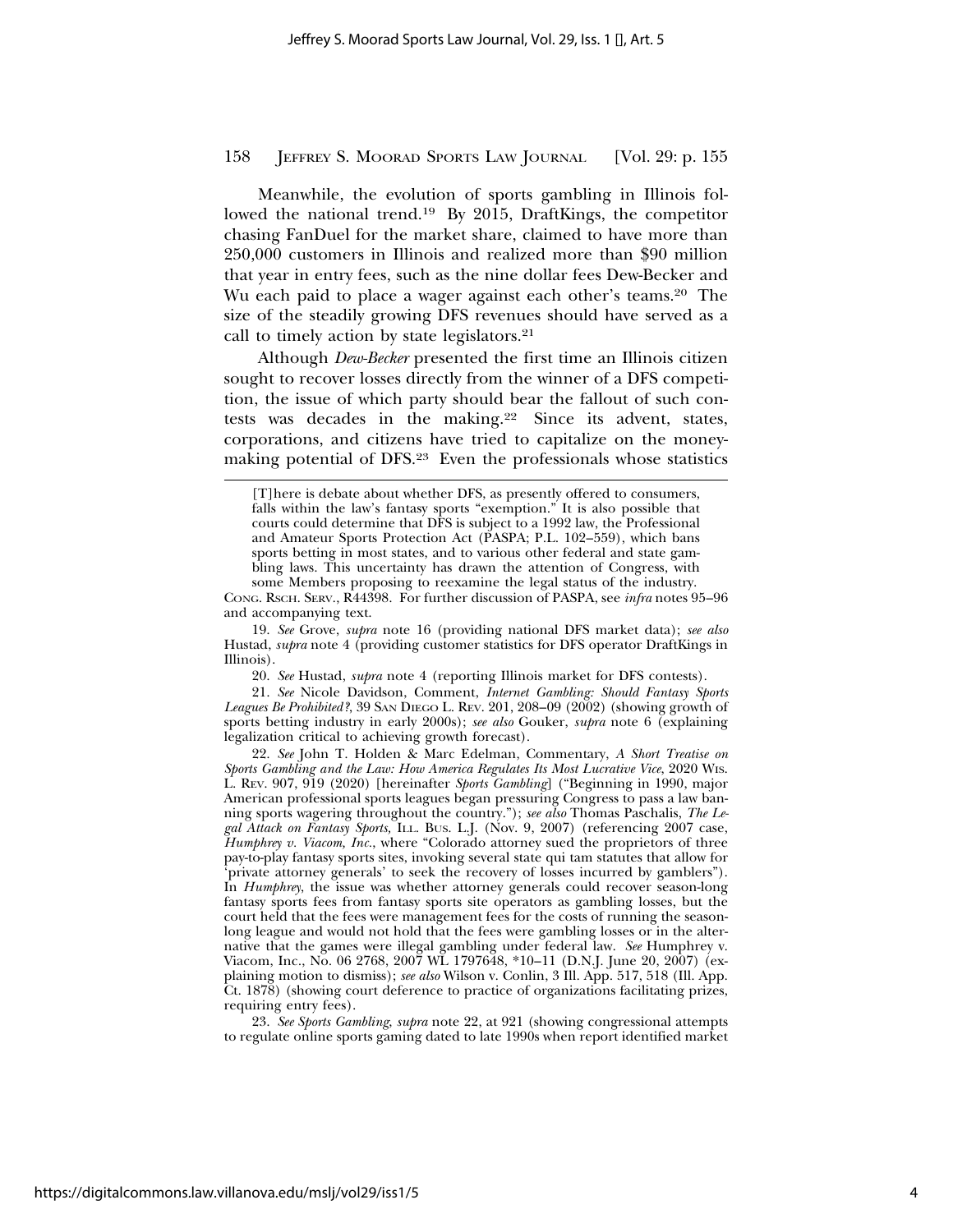Meanwhile, the evolution of sports gambling in Illinois followed the national trend.[19] By 2015, DraftKings, the competitor chasing FanDuel for the market share, claimed to have more than 250,000 customers in Illinois and realized more than $90 million that year in entry fees, such as the nine dollar fees Dew-Becker and Wu each paid to place a wager against each other's teams.[20] The size of the steadily growing DFS revenues should have served as a call to timely action by state legislators.[21]

Although *Dew-Becker* presented the first time an Illinois citizen sought to recover losses directly from the winner of a DFS competition, the issue of which party should bear the fallout of such contests was decades in the making.[22] Since its advent, states, corporations, and citizens have tried to capitalize on the money-making potential of DFS.[23] Even the professionals whose statistics

---

> [T]here is debate about whether DFS, as presently offered to consumers, falls within the law's fantasy sports "exemption." It is also possible that courts could determine that DFS is subject to a 1992 law, the Professional and Amateur Sports Protection Act (PASPA; P.L. 102–559), which bans sports betting in most states, and to various other federal and state gambling laws. This uncertainty has drawn the attention of Congress, with some Members proposing to reexamine the legal status of the industry.

CONG. RSCH. SERV., R44398. For further discussion of PASPA, see *infra* notes 95–96 and accompanying text.

19. *See* Grove, *supra* note 16 (providing national DFS market data); *see also* Hustad, *supra* note 4 (providing customer statistics for DFS operator DraftKings in Illinois).

20. *See* Hustad, *supra* note 4 (reporting Illinois market for DFS contests).

21. *See* Nicole Davidson, Comment, *Internet Gambling: Should Fantasy Sports Leagues Be Prohibited?*, 39 SAN DIEGO L. REV. 201, 208–09 (2002) (showing growth of sports betting industry in early 2000s); *see also* Gouker, *supra* note 6 (explaining legalization critical to achieving growth forecast).

22. *See* John T. Holden & Marc Edelman, Commentary, *A Short Treatise on Sports Gambling and the Law: How America Regulates Its Most Lucrative Vice*, 2020 WIS. L. REV. 907, 919 (2020) [hereinafter *Sports Gambling*] ("Beginning in 1990, major American professional sports leagues began pressuring Congress to pass a law banning sports wagering throughout the country."); *see also* Thomas Paschalis, *The Legal Attack on Fantasy Sports*, ILL. BUS. L.J. (Nov. 9, 2007) (referencing 2007 case, *Humphrey v. Viacom, Inc.*, where "Colorado attorney sued the proprietors of three pay-to-play fantasy sports sites, invoking several state qui tam statutes that allow for 'private attorney generals' to seek the recovery of losses incurred by gamblers"). In *Humphrey*, the issue was whether attorney generals could recover season-long fantasy sports fees from fantasy sports site operators as gambling losses, but the court held that the fees were management fees for the costs of running the season-long league and would not hold that the fees were gambling losses or in the alternative that the games were illegal gambling under federal law. *See* Humphrey v. Viacom, Inc., No. 06 2768, 2007 WL 1797648, *10–11 (D.N.J. June 20, 2007) (explaining motion to dismiss); *see also* Wilson v. Conlin, 3 Ill. App. 517, 518 (Ill. App. Ct. 1878) (showing court deference to practice of organizations facilitating prizes, requiring entry fees).

23. *See Sports Gambling*, *supra* note 22, at 921 (showing congressional attempts to regulate online sports gaming dated to late 1990s when report identified market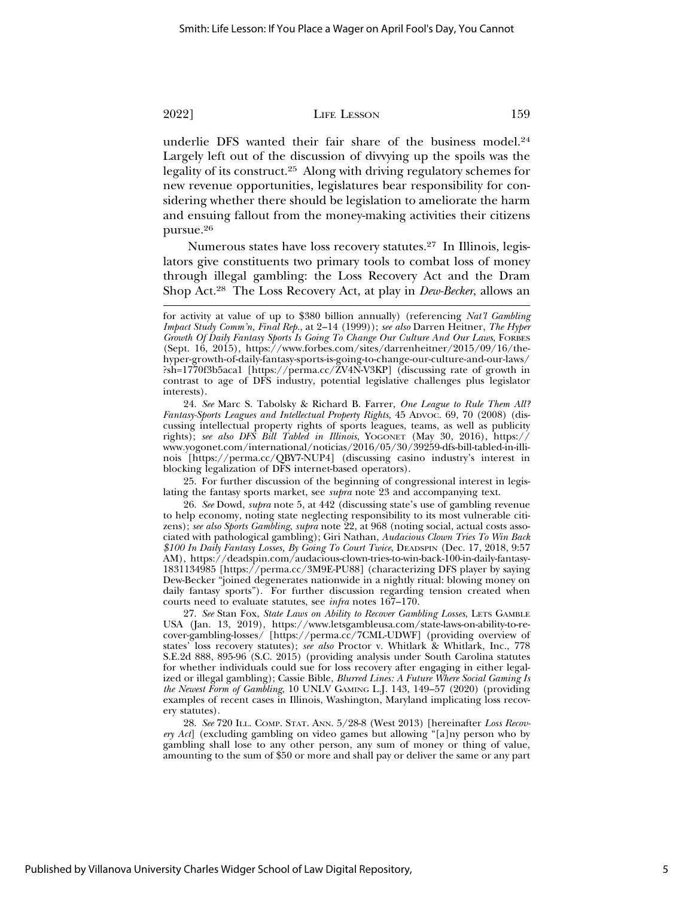underlie DFS wanted their fair share of the business model.[24] Largely left out of the discussion of divvying up the spoils was the legality of its construct.[25] Along with driving regulatory schemes for new revenue opportunities, legislatures bear responsibility for considering whether there should be legislation to ameliorate the harm and ensuing fallout from the money-making activities their citizens pursue.[26]

Numerous states have loss recovery statutes.[27] In Illinois, legislators give constituents two primary tools to combat loss of money through illegal gambling: the Loss Recovery Act and the Dram Shop Act.[28] The Loss Recovery Act, at play in *Dew-Becker*, allows an

---

for activity at value of up to $380 billion annually) (referencing *Nat'l Gambling Impact Study Comm'n, Final Rep.*, at 2–14 (1999)); *see also* Darren Heitner, *The Hyper Growth Of Daily Fantasy Sports Is Going To Change Our Culture And Our Laws*, FORBES (Sept. 16, 2015), https://www.forbes.com/sites/darrenheitner/2015/09/16/the-hyper-growth-of-daily-fantasy-sports-is-going-to-change-our-culture-and-our-laws/?sh=1770f3b5aca1 [https://perma.cc/ZV4N-V3KP] (discussing rate of growth in contrast to age of DFS industry, potential legislative challenges plus legislator interests).

24. *See* Marc S. Tabolsky & Richard B. Farrer, *One League to Rule Them All? Fantasy-Sports Leagues and Intellectual Property Rights*, 45 ADVOC. 69, 70 (2008) (discussing intellectual property rights of sports leagues, teams, as well as publicity rights); *see also DFS Bill Tabled in Illinois*, YOGONET (May 30, 2016), https://www.yogonet.com/international/noticias/2016/05/30/39259-dfs-bill-tabled-in-illinois [https://perma.cc/QBY7-NUP4] (discussing casino industry's interest in blocking legalization of DFS internet-based operators).

25. For further discussion of the beginning of congressional interest in legislating the fantasy sports market, see *supra* note 23 and accompanying text.

26. *See* Dowd, *supra* note 5, at 442 (discussing state's use of gambling revenue to help economy, noting state neglecting responsibility to its most vulnerable citizens); *see also Sports Gambling*, *supra* note 22, at 968 (noting social, actual costs associated with pathological gambling); Giri Nathan, *Audacious Clown Tries To Win Back $100 In Daily Fantasy Losses, By Going To Court Twice*, DEADSPIN (Dec. 17, 2018, 9:57 AM), https://deadspin.com/audacious-clown-tries-to-win-back-100-in-daily-fantasy-1831134985 [https://perma.cc/3M9E-PU88] (characterizing DFS player by saying Dew-Becker "joined degenerates nationwide in a nightly ritual: blowing money on daily fantasy sports"). For further discussion regarding tension created when courts need to evaluate statutes, see *infra* notes 167–170.

27. *See* Stan Fox, *State Laws on Ability to Recover Gambling Losses*, LETS GAMBLE USA (Jan. 13, 2019), https://www.letsgambleusa.com/state-laws-on-ability-to-recover-gambling-losses/ [https://perma.cc/7CML-UDWF] (providing overview of states' loss recovery statutes); *see also* Proctor v. Whitlark & Whitlark, Inc., 778 S.E.2d 888, 895-96 (S.C. 2015) (providing analysis under South Carolina statutes for whether individuals could sue for loss recovery after engaging in either legalized or illegal gambling); Cassie Bible, *Blurred Lines: A Future Where Social Gaming Is the Newest Form of Gambling*, 10 UNLV GAMING L.J. 143, 149–57 (2020) (providing examples of recent cases in Illinois, Washington, Maryland implicating loss recovery statutes).

28. *See* 720 ILL. COMP. STAT. ANN. 5/28-8 (West 2013) [hereinafter *Loss Recovery Act*] (excluding gambling on video games but allowing "[a]ny person who by gambling shall lose to any other person, any sum of money or thing of value, amounting to the sum of $50 or more and shall pay or deliver the same or any part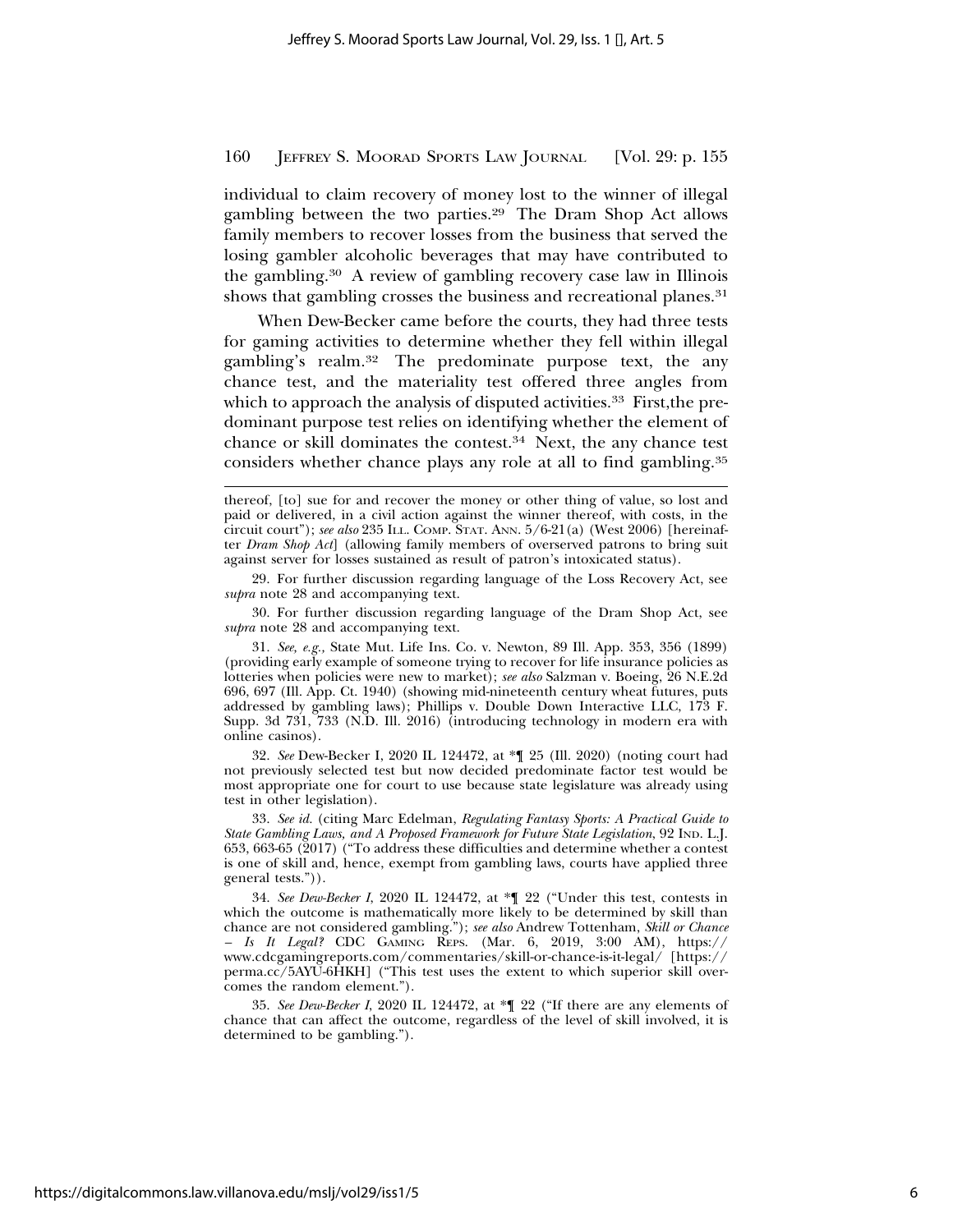individual to claim recovery of money lost to the winner of illegal gambling between the two parties.[29] The Dram Shop Act allows family members to recover losses from the business that served the losing gambler alcoholic beverages that may have contributed to the gambling.[30] A review of gambling recovery case law in Illinois shows that gambling crosses the business and recreational planes.[31]

When Dew-Becker came before the courts, they had three tests for gaming activities to determine whether they fell within illegal gambling's realm.[32] The predominate purpose text, the any chance test, and the materiality test offered three angles from which to approach the analysis of disputed activities.[33] First,the predominant purpose test relies on identifying whether the element of chance or skill dominates the contest.[34] Next, the any chance test considers whether chance plays any role at all to find gambling.[35]

---

thereof, [to] sue for and recover the money or other thing of value, so lost and paid or delivered, in a civil action against the winner thereof, with costs, in the circuit court"); *see also* 235 ILL. COMP. STAT. ANN. 5/6-21(a) (West 2006) [hereinafter *Dram Shop Act*] (allowing family members of overserved patrons to bring suit against server for losses sustained as result of patron's intoxicated status).

29. For further discussion regarding language of the Loss Recovery Act, see *supra* note 28 and accompanying text.

30. For further discussion regarding language of the Dram Shop Act, see *supra* note 28 and accompanying text.

31. *See, e.g.,* State Mut. Life Ins. Co. v. Newton, 89 Ill. App. 353, 356 (1899) (providing early example of someone trying to recover for life insurance policies as lotteries when policies were new to market); *see also* Salzman v. Boeing, 26 N.E.2d 696, 697 (Ill. App. Ct. 1940) (showing mid-nineteenth century wheat futures, puts addressed by gambling laws); Phillips v. Double Down Interactive LLC, 173 F. Supp. 3d 731, 733 (N.D. Ill. 2016) (introducing technology in modern era with online casinos).

32. *See* Dew-Becker I, 2020 IL 124472, at *¶ 25 (Ill. 2020) (noting court had not previously selected test but now decided predominate factor test would be most appropriate one for court to use because state legislature was already using test in other legislation).

33. *See id.* (citing Marc Edelman, *Regulating Fantasy Sports: A Practical Guide to State Gambling Laws, and A Proposed Framework for Future State Legislation*, 92 IND. L.J. 653, 663-65 (2017) ("To address these difficulties and determine whether a contest is one of skill and, hence, exempt from gambling laws, courts have applied three general tests.")).

34. *See Dew-Becker I*, 2020 IL 124472, at *¶ 22 ("Under this test, contests in which the outcome is mathematically more likely to be determined by skill than chance are not considered gambling."); *see also* Andrew Tottenham, *Skill or Chance – Is It Legal?* CDC GAMING REPS. (Mar. 6, 2019, 3:00 AM), https://www.cdcgamingreports.com/commentaries/skill-or-chance-is-it-legal/ [https://perma.cc/5AYU-6HKH] ("This test uses the extent to which superior skill overcomes the random element.").

35. *See Dew-Becker I*, 2020 IL 124472, at *¶ 22 ("If there are any elements of chance that can affect the outcome, regardless of the level of skill involved, it is determined to be gambling.").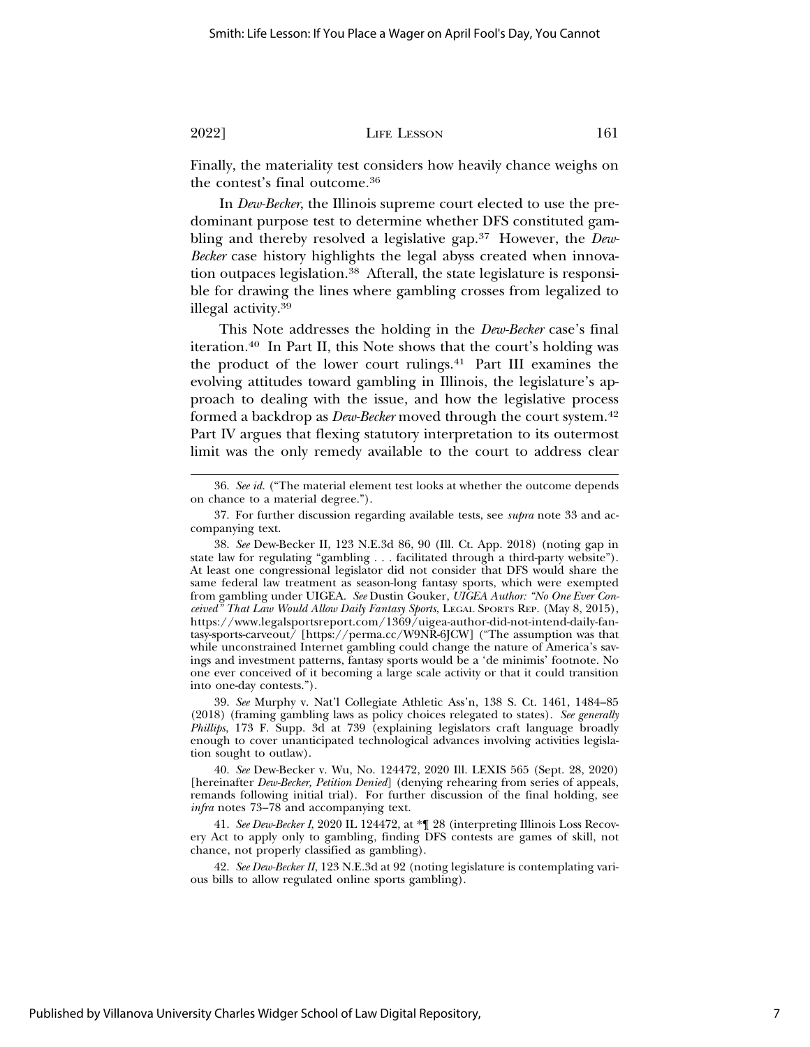Finally, the materiality test considers how heavily chance weighs on the contest's final outcome.[36]

In *Dew-Becker*, the Illinois supreme court elected to use the predominant purpose test to determine whether DFS constituted gambling and thereby resolved a legislative gap.[37] However, the *Dew-Becker* case history highlights the legal abyss created when innovation outpaces legislation.[38] Afterall, the state legislature is responsible for drawing the lines where gambling crosses from legalized to illegal activity.[39]

This Note addresses the holding in the *Dew-Becker* case's final iteration.[40] In Part II, this Note shows that the court's holding was the product of the lower court rulings.[41] Part III examines the evolving attitudes toward gambling in Illinois, the legislature's approach to dealing with the issue, and how the legislative process formed a backdrop as *Dew-Becker* moved through the court system.[42] Part IV argues that flexing statutory interpretation to its outermost limit was the only remedy available to the court to address clear

---

36. *See id.* ("The material element test looks at whether the outcome depends on chance to a material degree.").

37. For further discussion regarding available tests, see *supra* note 33 and accompanying text.

38. *See* Dew-Becker II, 123 N.E.3d 86, 90 (Ill. Ct. App. 2018) (noting gap in state law for regulating "gambling . . . facilitated through a third-party website"). At least one congressional legislator did not consider that DFS would share the same federal law treatment as season-long fantasy sports, which were exempted from gambling under UIGEA. *See* Dustin Gouker, *UIGEA Author: "No One Ever Conceived" That Law Would Allow Daily Fantasy Sports*, LEGAL SPORTS REP. (May 8, 2015), https://www.legalsportsreport.com/1369/uigea-author-did-not-intend-daily-fantasy-sports-carveout/ [https://perma.cc/W9NR-6JCW] ("The assumption was that while unconstrained Internet gambling could change the nature of America's savings and investment patterns, fantasy sports would be a 'de minimis' footnote. No one ever conceived of it becoming a large scale activity or that it could transition into one-day contests.").

39. *See* Murphy v. Nat'l Collegiate Athletic Ass'n, 138 S. Ct. 1461, 1484–85 (2018) (framing gambling laws as policy choices relegated to states). *See generally Phillips*, 173 F. Supp. 3d at 739 (explaining legislators craft language broadly enough to cover unanticipated technological advances involving activities legislation sought to outlaw).

40. *See* Dew-Becker v. Wu, No. 124472, 2020 Ill. LEXIS 565 (Sept. 28, 2020) [hereinafter *Dew-Becker, Petition Denied*] (denying rehearing from series of appeals, remands following initial trial). For further discussion of the final holding, see *infra* notes 73–78 and accompanying text.

41. *See Dew-Becker I*, 2020 IL 124472, at *¶ 28 (interpreting Illinois Loss Recovery Act to apply only to gambling, finding DFS contests are games of skill, not chance, not properly classified as gambling).

42. *See Dew-Becker II*, 123 N.E.3d at 92 (noting legislature is contemplating various bills to allow regulated online sports gambling).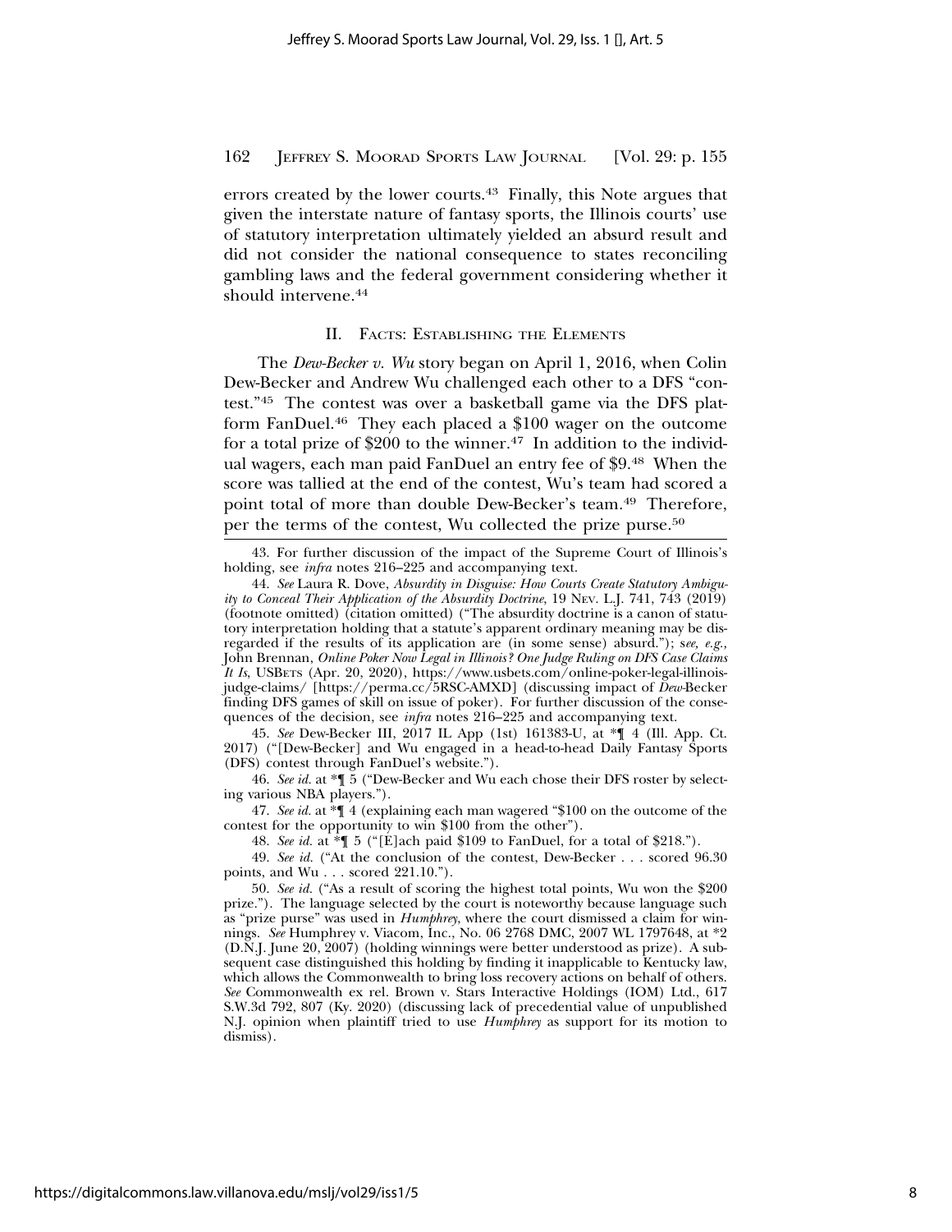errors created by the lower courts.[43] Finally, this Note argues that given the interstate nature of fantasy sports, the Illinois courts' use of statutory interpretation ultimately yielded an absurd result and did not consider the national consequence to states reconciling gambling laws and the federal government considering whether it should intervene.[44]

## II. Facts: Establishing the Elements

The *Dew-Becker v. Wu* story began on April 1, 2016, when Colin Dew-Becker and Andrew Wu challenged each other to a DFS "contest."[45] The contest was over a basketball game via the DFS platform FanDuel.[46] They each placed a $100 wager on the outcome for a total prize of $200 to the winner.[47] In addition to the individual wagers, each man paid FanDuel an entry fee of $9.[48] When the score was tallied at the end of the contest, Wu's team had scored a point total of more than double Dew-Becker's team.[49] Therefore, per the terms of the contest, Wu collected the prize purse.[50]

---

43. For further discussion of the impact of the Supreme Court of Illinois's holding, see *infra* notes 216–225 and accompanying text.

44. *See* Laura R. Dove, *Absurdity in Disguise: How Courts Create Statutory Ambiguity to Conceal Their Application of the Absurdity Doctrine*, 19 Nev. L.J. 741, 743 (2019) (footnote omitted) (citation omitted) ("The absurdity doctrine is a canon of statutory interpretation holding that a statute's apparent ordinary meaning may be disregarded if the results of its application are (in some sense) absurd."); s*ee, e.g.,* John Brennan, *Online Poker Now Legal in Illinois? One Judge Ruling on DFS Case Claims It Is*, USBets (Apr. 20, 2020), https://www.usbets.com/online-poker-legal-illinois-judge-claims/ [https://perma.cc/5RSC-AMXD] (discussing impact of *Dew*-Becker finding DFS games of skill on issue of poker). For further discussion of the consequences of the decision, see *infra* notes 216–225 and accompanying text.

45. *See* Dew-Becker III, 2017 IL App (1st) 161383-U, at *¶ 4 (Ill. App. Ct. 2017) ("[Dew-Becker] and Wu engaged in a head-to-head Daily Fantasy Sports (DFS) contest through FanDuel's website.").

46. *See id.* at *¶ 5 ("Dew-Becker and Wu each chose their DFS roster by selecting various NBA players.").

47. *See id.* at *¶ 4 (explaining each man wagered "$100 on the outcome of the contest for the opportunity to win $100 from the other").

48. *See id.* at *¶ 5 ("[E]ach paid $109 to FanDuel, for a total of $218.").

49. *See id.* ("At the conclusion of the contest, Dew-Becker . . . scored 96.30 points, and Wu . . . scored 221.10.").

50. *See id.* ("As a result of scoring the highest total points, Wu won the $200 prize."). The language selected by the court is noteworthy because language such as "prize purse" was used in *Humphrey*, where the court dismissed a claim for winnings. *See* Humphrey v. Viacom, Inc., No. 06 2768 DMC, 2007 WL 1797648, at *2 (D.N.J. June 20, 2007) (holding winnings were better understood as prize). A subsequent case distinguished this holding by finding it inapplicable to Kentucky law, which allows the Commonwealth to bring loss recovery actions on behalf of others. *See* Commonwealth ex rel. Brown v. Stars Interactive Holdings (IOM) Ltd., 617 S.W.3d 792, 807 (Ky. 2020) (discussing lack of precedential value of unpublished N.J. opinion when plaintiff tried to use *Humphrey* as support for its motion to dismiss).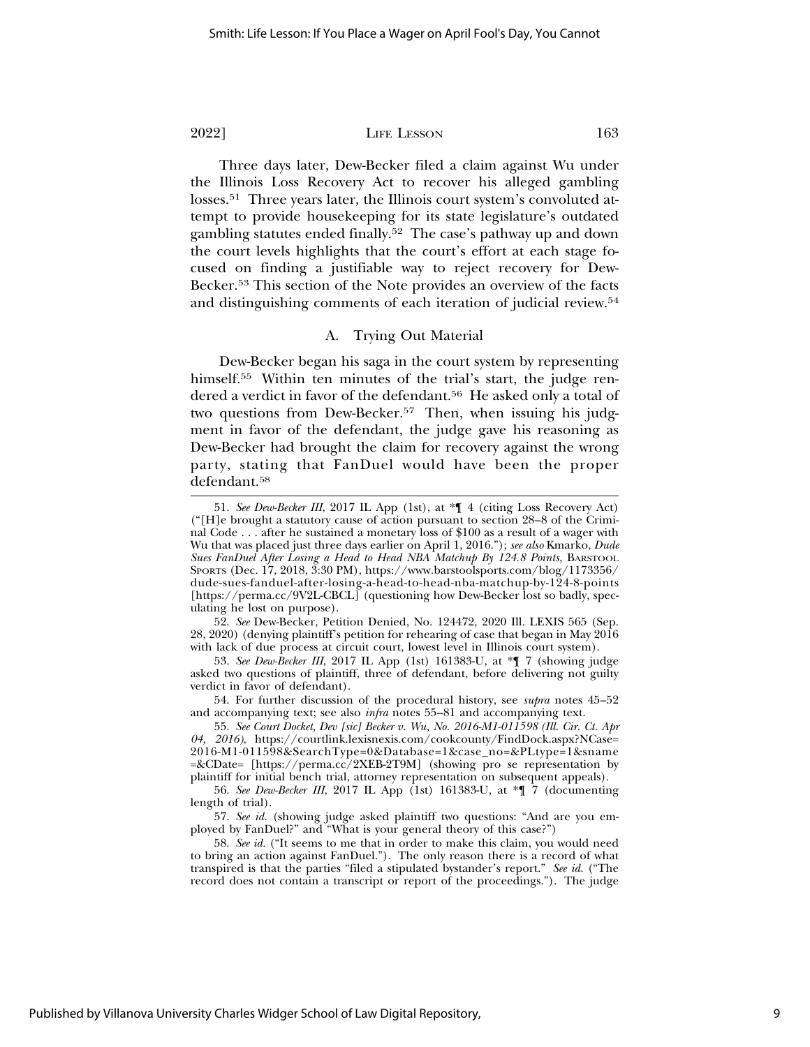Three days later, Dew-Becker filed a claim against Wu under the Illinois Loss Recovery Act to recover his alleged gambling losses.[51] Three years later, the Illinois court system's convoluted attempt to provide housekeeping for its state legislature's outdated gambling statutes ended finally.[52] The case's pathway up and down the court levels highlights that the court's effort at each stage focused on finding a justifiable way to reject recovery for Dew-Becker.[53] This section of the Note provides an overview of the facts and distinguishing comments of each iteration of judicial review.[54]

### A. Trying Out Material

Dew-Becker began his saga in the court system by representing himself.[55] Within ten minutes of the trial's start, the judge rendered a verdict in favor of the defendant.[56] He asked only a total of two questions from Dew-Becker.[57] Then, when issuing his judgment in favor of the defendant, the judge gave his reasoning as Dew-Becker had brought the claim for recovery against the wrong party, stating that FanDuel would have been the proper defendant.[58]

---

51. *See Dew-Becker III*, 2017 IL App (1st), at *¶ 4 (citing Loss Recovery Act) ("[H]e brought a statutory cause of action pursuant to section 28–8 of the Criminal Code . . . after he sustained a monetary loss of $100 as a result of a wager with Wu that was placed just three days earlier on April 1, 2016."); *see also* Kmarko, *Dude Sues FanDuel After Losing a Head to Head NBA Matchup By 124.8 Points*, BARSTOOL SPORTS (Dec. 17, 2018, 3:30 PM), https://www.barstoolsports.com/blog/1173356/dude-sues-fanduel-after-losing-a-head-to-head-nba-matchup-by-124-8-points [https://perma.cc/9V2L-CBCL] (questioning how Dew-Becker lost so badly, speculating he lost on purpose).

52. *See* Dew-Becker, Petition Denied, No. 124472, 2020 Ill. LEXIS 565 (Sep. 28, 2020) (denying plaintiff's petition for rehearing of case that began in May 2016 with lack of due process at circuit court, lowest level in Illinois court system).

53. *See Dew-Becker III*, 2017 IL App (1st) 161383-U, at *¶ 7 (showing judge asked two questions of plaintiff, three of defendant, before delivering not guilty verdict in favor of defendant).

54. For further discussion of the procedural history, see *supra* notes 45–52 and accompanying text; see also *infra* notes 55–81 and accompanying text.

55. *See Court Docket, Dev [sic] Becker v. Wu, No. 2016-M1-011598 (Ill. Cir. Ct. Apr 04, 2016),* https://courtlink.lexisnexis.com/cookcounty/FindDock.aspx?NCase=2016-M1-011598&SearchType=0&Database=1&case_no=&PLtype=1&sname=&CDate= [https://perma.cc/2XEB-2T9M] (showing pro se representation by plaintiff for initial bench trial, attorney representation on subsequent appeals).

56. *See Dew-Becker III*, 2017 IL App (1st) 161383-U, at *¶ 7 (documenting length of trial).

57. *See id.* (showing judge asked plaintiff two questions: "And are you employed by FanDuel?" and "What is your general theory of this case?")

58. *See id.* ("It seems to me that in order to make this claim, you would need to bring an action against FanDuel."). The only reason there is a record of what transpired is that the parties "filed a stipulated bystander's report." *See id.* ("The record does not contain a transcript or report of the proceedings."). The judge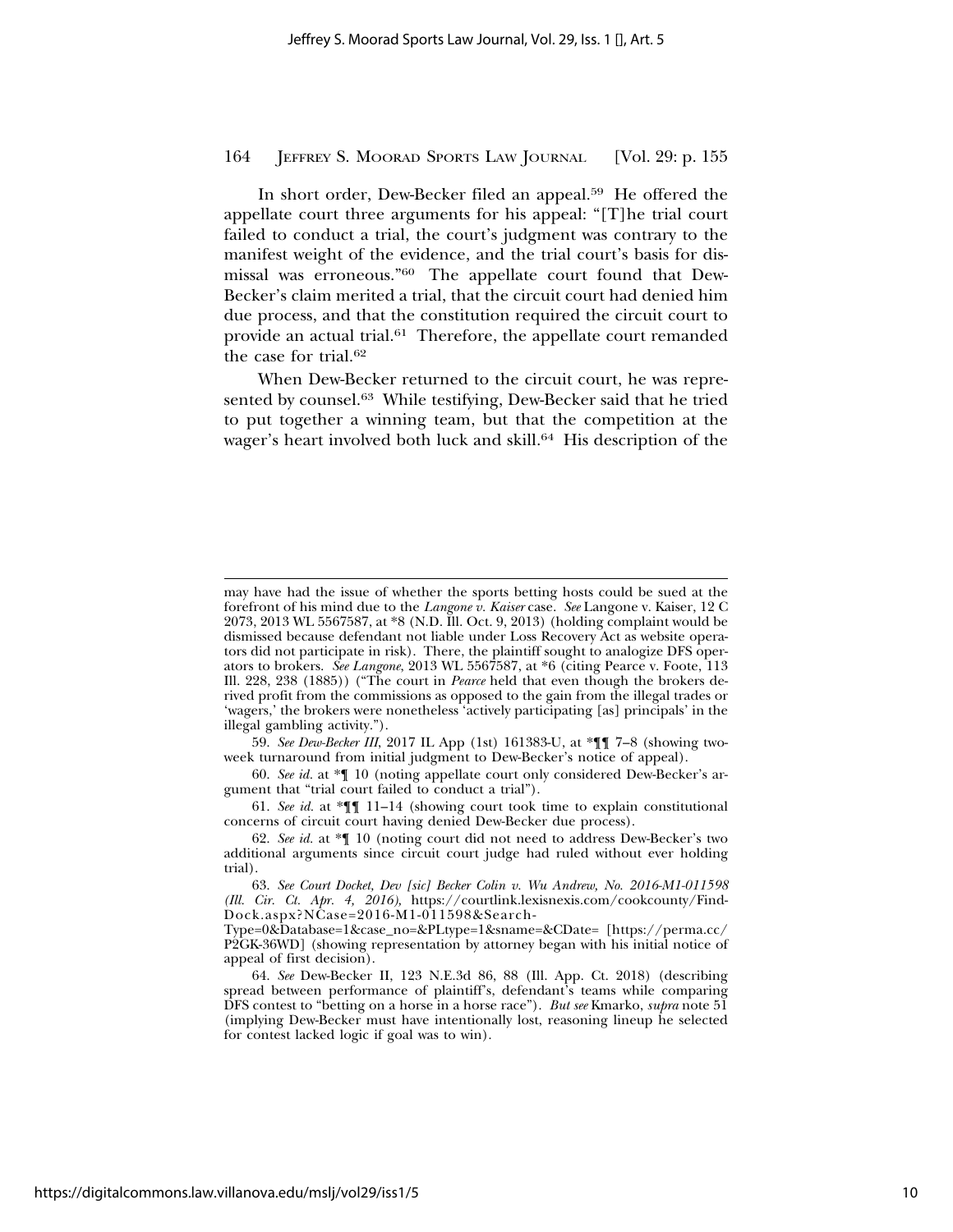In short order, Dew-Becker filed an appeal.[59] He offered the appellate court three arguments for his appeal: "[T]he trial court failed to conduct a trial, the court's judgment was contrary to the manifest weight of the evidence, and the trial court's basis for dismissal was erroneous."[60] The appellate court found that Dew-Becker's claim merited a trial, that the circuit court had denied him due process, and that the constitution required the circuit court to provide an actual trial.[61] Therefore, the appellate court remanded the case for trial.[62]

When Dew-Becker returned to the circuit court, he was represented by counsel.[63] While testifying, Dew-Becker said that he tried to put together a winning team, but that the competition at the wager's heart involved both luck and skill.[64] His description of the

---

may have had the issue of whether the sports betting hosts could be sued at the forefront of his mind due to the *Langone v. Kaiser* case. *See* Langone v. Kaiser, 12 C 2073, 2013 WL 5567587, at *8 (N.D. Ill. Oct. 9, 2013) (holding complaint would be dismissed because defendant not liable under Loss Recovery Act as website operators did not participate in risk). There, the plaintiff sought to analogize DFS operators to brokers. *See Langone*, 2013 WL 5567587, at *6 (citing Pearce v. Foote, 113 Ill. 228, 238 (1885)) ("The court in *Pearce* held that even though the brokers derived profit from the commissions as opposed to the gain from the illegal trades or 'wagers,' the brokers were nonetheless 'actively participating [as] principals' in the illegal gambling activity.").

59. *See Dew-Becker III*, 2017 IL App (1st) 161383-U, at *¶¶ 7–8 (showing two-week turnaround from initial judgment to Dew-Becker's notice of appeal).

60. *See id.* at *¶ 10 (noting appellate court only considered Dew-Becker's argument that "trial court failed to conduct a trial").

61. *See id.* at *¶¶ 11–14 (showing court took time to explain constitutional concerns of circuit court having denied Dew-Becker due process).

62. *See id.* at *¶ 10 (noting court did not need to address Dew-Becker's two additional arguments since circuit court judge had ruled without ever holding trial).

63. *See Court Docket, Dev [sic] Becker Colin v. Wu Andrew, No. 2016-M1-011598 (Ill. Cir. Ct. Apr. 4, 2016)*, https://courtlink.lexisnexis.com/cookcounty/FindDock.aspx?NCase=2016-M1-011598&SearchType=0&Database=1&case_no=&PLtype=1&sname=&CDate= [https://perma.cc/P2GK-36WD] (showing representation by attorney began with his initial notice of appeal of first decision).

64. *See* Dew-Becker II, 123 N.E.3d 86, 88 (Ill. App. Ct. 2018) (describing spread between performance of plaintiff's, defendant's teams while comparing DFS contest to "betting on a horse in a horse race"). *But see* Kmarko, *supra* note 51 (implying Dew-Becker must have intentionally lost, reasoning lineup he selected for contest lacked logic if goal was to win).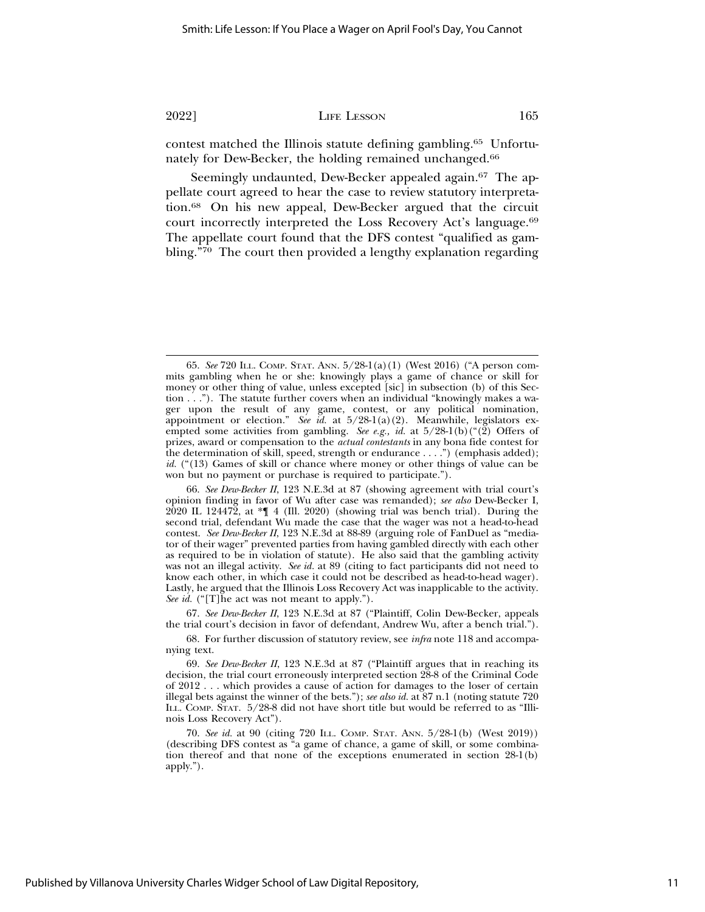contest matched the Illinois statute defining gambling.[65] Unfortunately for Dew-Becker, the holding remained unchanged.[66]

Seemingly undaunted, Dew-Becker appealed again.[67] The appellate court agreed to hear the case to review statutory interpretation.[68] On his new appeal, Dew-Becker argued that the circuit court incorrectly interpreted the Loss Recovery Act's language.[69] The appellate court found that the DFS contest "qualified as gambling."[70] The court then provided a lengthy explanation regarding

---

65. *See* 720 ILL. COMP. STAT. ANN. 5/28-1(a)(1) (West 2016) ("A person commits gambling when he or she: knowingly plays a game of chance or skill for money or other thing of value, unless excepted [sic] in subsection (b) of this Section . . . ."). The statute further covers when an individual "knowingly makes a wager upon the result of any game, contest, or any political nomination, appointment or election." *See id.* at 5/28-1(a)(2). Meanwhile, legislators exempted some activities from gambling. *See e.g.*, *id.* at 5/28-1(b)("(2) Offers of prizes, award or compensation to the *actual contestants* in any bona fide contest for the determination of skill, speed, strength or endurance . . . .") (emphasis added); *id.* ("(13) Games of skill or chance where money or other things of value can be won but no payment or purchase is required to participate.").

66. *See Dew-Becker II*, 123 N.E.3d at 87 (showing agreement with trial court's opinion finding in favor of Wu after case was remanded); *see also* Dew-Becker I, 2020 IL 124472, at *¶ 4 (Ill. 2020) (showing trial was bench trial). During the second trial, defendant Wu made the case that the wager was not a head-to-head contest. *See Dew-Becker II*, 123 N.E.3d at 88-89 (arguing role of FanDuel as "mediator of their wager" prevented parties from having gambled directly with each other as required to be in violation of statute). He also said that the gambling activity was not an illegal activity. *See id.* at 89 (citing to fact participants did not need to know each other, in which case it could not be described as head-to-head wager). Lastly, he argued that the Illinois Loss Recovery Act was inapplicable to the activity. *See id.* ("[T]he act was not meant to apply.").

67. *See Dew-Becker II*, 123 N.E.3d at 87 ("Plaintiff, Colin Dew-Becker, appeals the trial court's decision in favor of defendant, Andrew Wu, after a bench trial.").

68. For further discussion of statutory review, see *infra* note 118 and accompanying text.

69. *See Dew-Becker II*, 123 N.E.3d at 87 ("Plaintiff argues that in reaching its decision, the trial court erroneously interpreted section 28-8 of the Criminal Code of 2012 . . . which provides a cause of action for damages to the loser of certain illegal bets against the winner of the bets."); *see also id.* at 87 n.1 (noting statute 720 ILL. COMP. STAT. 5/28-8 did not have short title but would be referred to as "Illinois Loss Recovery Act").

70. *See id.* at 90 (citing 720 ILL. COMP. STAT. ANN. 5/28-1(b) (West 2019)) (describing DFS contest as "a game of chance, a game of skill, or some combination thereof and that none of the exceptions enumerated in section 28-1(b) apply.").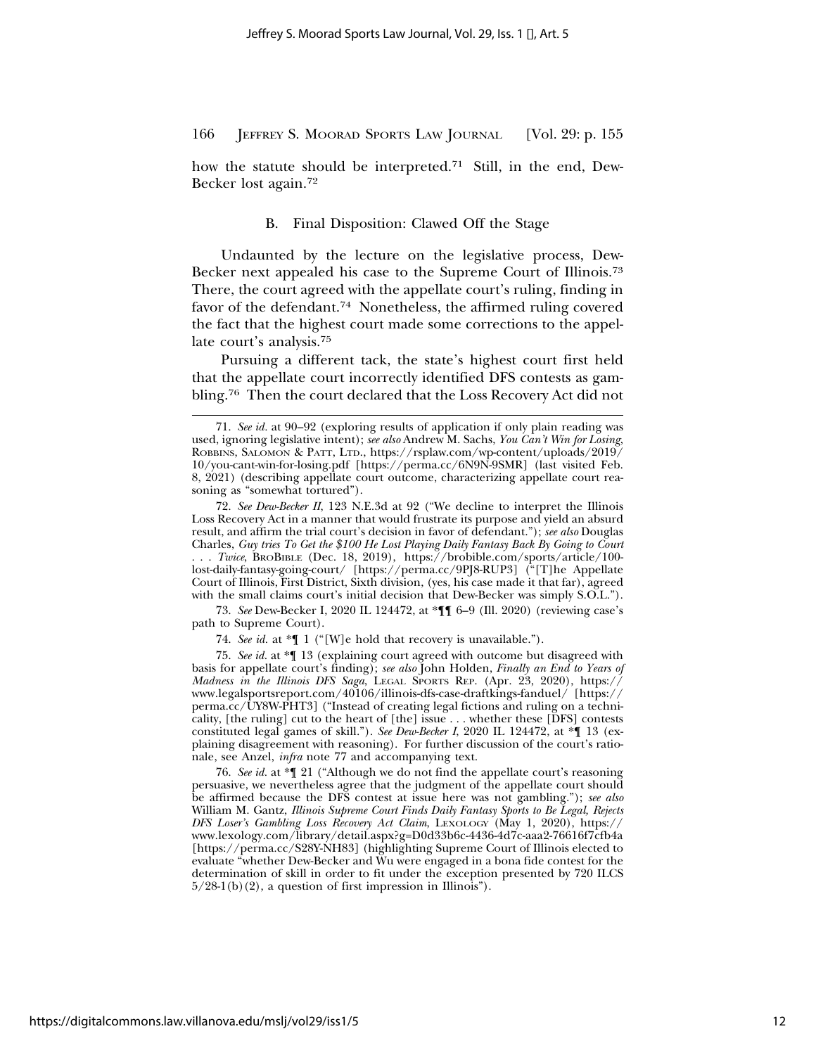how the statute should be interpreted.[71] Still, in the end, Dew-Becker lost again.[72]

### B. Final Disposition: Clawed Off the Stage

Undaunted by the lecture on the legislative process, Dew-Becker next appealed his case to the Supreme Court of Illinois.[73] There, the court agreed with the appellate court's ruling, finding in favor of the defendant.[74] Nonetheless, the affirmed ruling covered the fact that the highest court made some corrections to the appellate court's analysis.[75]

Pursuing a different tack, the state's highest court first held that the appellate court incorrectly identified DFS contests as gambling.[76] Then the court declared that the Loss Recovery Act did not

---

71. *See id.* at 90–92 (exploring results of application if only plain reading was used, ignoring legislative intent); *see also* Andrew M. Sachs, *You Can't Win for Losing*, ROBBINS, SALOMON & PATT, LTD., https://rsplaw.com/wp-content/uploads/2019/10/you-cant-win-for-losing.pdf [https://perma.cc/6N9N-9SMR] (last visited Feb. 8, 2021) (describing appellate court outcome, characterizing appellate court reasoning as "somewhat tortured").

72. *See Dew-Becker II*, 123 N.E.3d at 92 ("We decline to interpret the Illinois Loss Recovery Act in a manner that would frustrate its purpose and yield an absurd result, and affirm the trial court's decision in favor of defendant."); *see also* Douglas Charles, *Guy tries To Get the $100 He Lost Playing Daily Fantasy Back By Going to Court . . . Twice*, BROBIBLE (Dec. 18, 2019), https://brobible.com/sports/article/100-lost-daily-fantasy-going-court/ [https://perma.cc/9PJ8-RUP3] ("[T]he Appellate Court of Illinois, First District, Sixth division, (yes, his case made it that far), agreed with the small claims court's initial decision that Dew-Becker was simply S.O.L.").

73. *See* Dew-Becker I, 2020 IL 124472, at *¶¶ 6–9 (Ill. 2020) (reviewing case's path to Supreme Court).

74. *See id.* at *¶ 1 ("[W]e hold that recovery is unavailable.").

75. *See id.* at *¶ 13 (explaining court agreed with outcome but disagreed with basis for appellate court's finding); *see also* John Holden, *Finally an End to Years of Madness in the Illinois DFS Saga*, LEGAL SPORTS REP. (Apr. 23, 2020), https://www.legalsportsreport.com/40106/illinois-dfs-case-draftkings-fanduel/ [https://perma.cc/UY8W-PHT3] ("Instead of creating legal fictions and ruling on a technicality, [the ruling] cut to the heart of [the] issue . . . whether these [DFS] contests constituted legal games of skill."). *See Dew-Becker I*, 2020 IL 124472, at *¶ 13 (explaining disagreement with reasoning). For further discussion of the court's rationale, see Anzel, *infra* note 77 and accompanying text.

76. *See id.* at *¶ 21 ("Although we do not find the appellate court's reasoning persuasive, we nevertheless agree that the judgment of the appellate court should be affirmed because the DFS contest at issue here was not gambling."); *see also* William M. Gantz, *Illinois Supreme Court Finds Daily Fantasy Sports to Be Legal, Rejects DFS Loser's Gambling Loss Recovery Act Claim*, LEXOLOGY (May 1, 2020), https://www.lexology.com/library/detail.aspx?g=D0d33b6c-4436-4d7c-aaa2-76616f7cfb4a [https://perma.cc/S28Y-NH83] (highlighting Supreme Court of Illinois elected to evaluate "whether Dew-Becker and Wu were engaged in a bona fide contest for the determination of skill in order to fit under the exception presented by 720 ILCS 5/28-1(b)(2), a question of first impression in Illinois").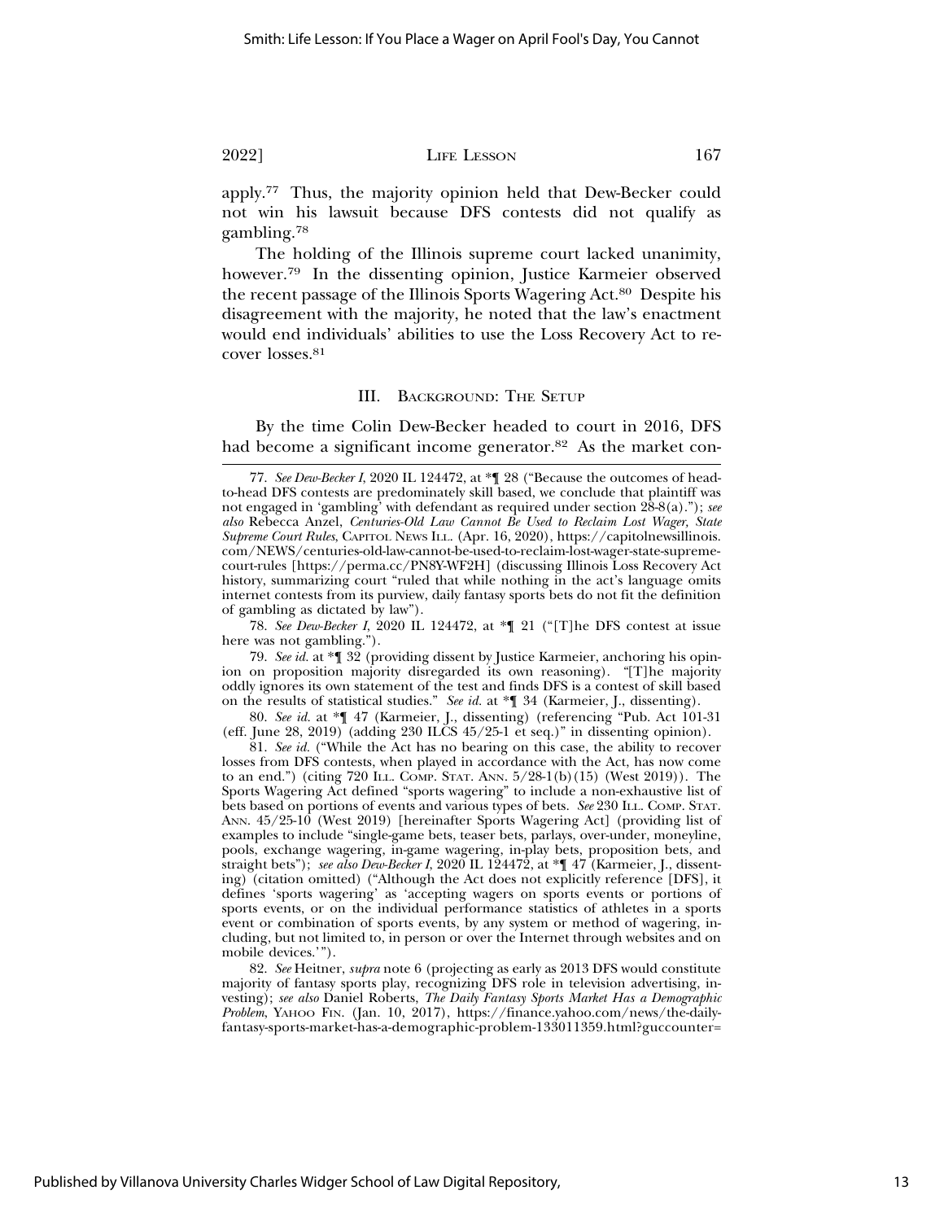apply.[77] Thus, the majority opinion held that Dew-Becker could not win his lawsuit because DFS contests did not qualify as gambling.[78]

The holding of the Illinois supreme court lacked unanimity, however.[79] In the dissenting opinion, Justice Karmeier observed the recent passage of the Illinois Sports Wagering Act.[80] Despite his disagreement with the majority, he noted that the law's enactment would end individuals' abilities to use the Loss Recovery Act to recover losses.[81]

### III. Background: The Setup

By the time Colin Dew-Becker headed to court in 2016, DFS had become a significant income generator.[82] As the market con-

---

77. *See Dew-Becker I*, 2020 IL 124472, at *¶ 28 ("Because the outcomes of head-to-head DFS contests are predominately skill based, we conclude that plaintiff was not engaged in 'gambling' with defendant as required under section 28-8(a)."); *see also* Rebecca Anzel, *Centuries-Old Law Cannot Be Used to Reclaim Lost Wager, State Supreme Court Rules*, Capitol News Ill. (Apr. 16, 2020), https://capitolnewsillinois.com/NEWS/centuries-old-law-cannot-be-used-to-reclaim-lost-wager-state-supreme-court-rules [https://perma.cc/PN8Y-WF2H] (discussing Illinois Loss Recovery Act history, summarizing court "ruled that while nothing in the act's language omits internet contests from its purview, daily fantasy sports bets do not fit the definition of gambling as dictated by law").

78. *See Dew-Becker I*, 2020 IL 124472, at *¶ 21 ("[T]he DFS contest at issue here was not gambling.").

79. *See id.* at *¶ 32 (providing dissent by Justice Karmeier, anchoring his opinion on proposition majority disregarded its own reasoning). "[T]he majority oddly ignores its own statement of the test and finds DFS is a contest of skill based on the results of statistical studies." *See id.* at *¶ 34 (Karmeier, J., dissenting).

80. *See id.* at *¶ 47 (Karmeier, J., dissenting) (referencing "Pub. Act 101-31 (eff. June 28, 2019) (adding 230 ILCS 45/25-1 et seq.)" in dissenting opinion).

81. *See id.* ("While the Act has no bearing on this case, the ability to recover losses from DFS contests, when played in accordance with the Act, has now come to an end.") (citing 720 Ill. Comp. Stat. Ann. 5/28-1(b)(15) (West 2019)). The Sports Wagering Act defined "sports wagering" to include a non-exhaustive list of bets based on portions of events and various types of bets. *See* 230 Ill. Comp. Stat. Ann. 45/25-10 (West 2019) [hereinafter Sports Wagering Act] (providing list of examples to include "single-game bets, teaser bets, parlays, over-under, moneyline, pools, exchange wagering, in-game wagering, in-play bets, proposition bets, and straight bets"); *see also Dew-Becker I*, 2020 IL 124472, at *¶ 47 (Karmeier, J., dissenting) (citation omitted) ("Although the Act does not explicitly reference [DFS], it defines 'sports wagering' as 'accepting wagers on sports events or portions of sports events, or on the individual performance statistics of athletes in a sports event or combination of sports events, by any system or method of wagering, including, but not limited to, in person or over the Internet through websites and on mobile devices.'").

82. *See* Heitner, *supra* note 6 (projecting as early as 2013 DFS would constitute majority of fantasy sports play, recognizing DFS role in television advertising, investing); *see also* Daniel Roberts, *The Daily Fantasy Sports Market Has a Demographic Problem*, Yahoo Fin. (Jan. 10, 2017), https://finance.yahoo.com/news/the-daily-fantasy-sports-market-has-a-demographic-problem-133011359.html?guccounter=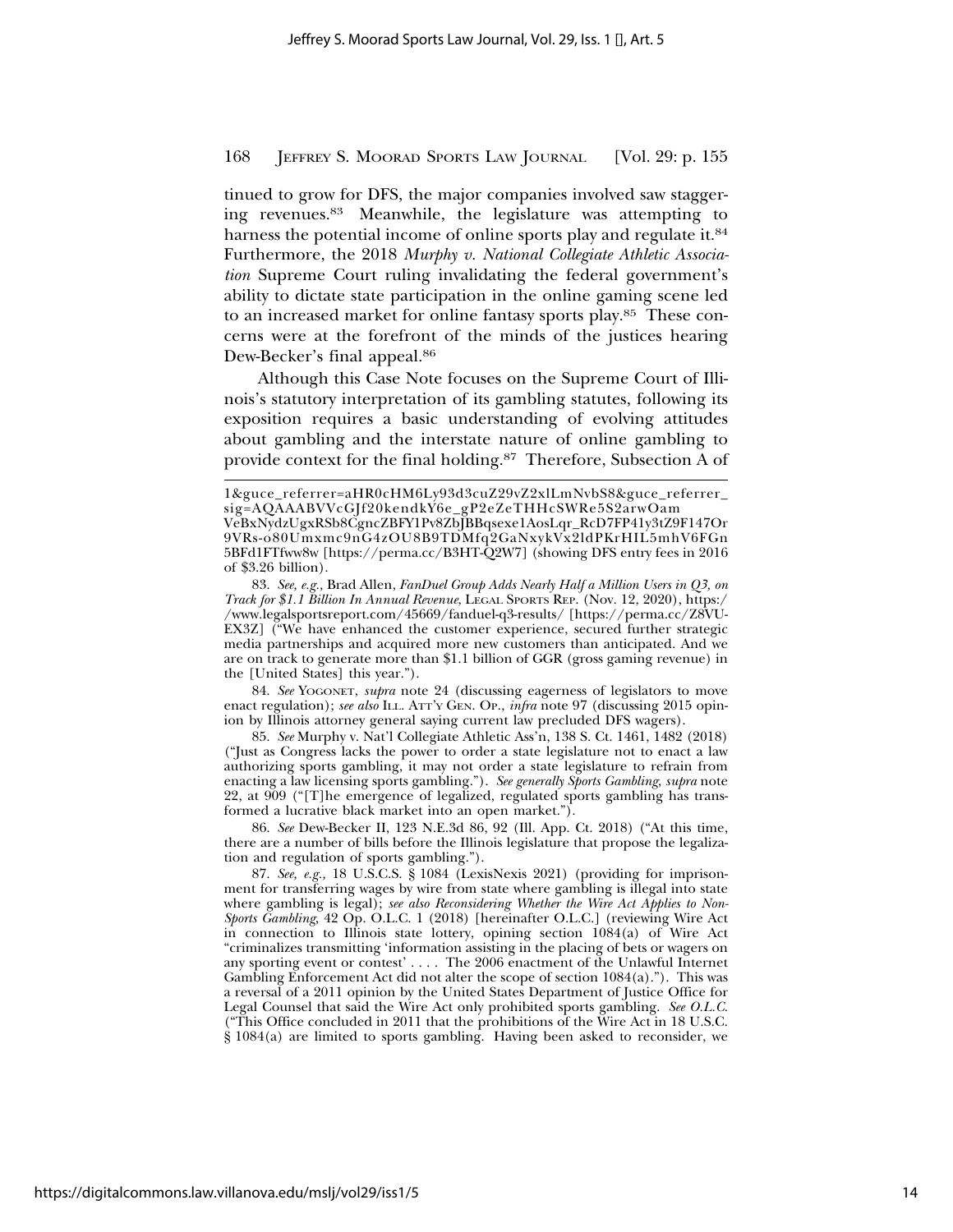tinued to grow for DFS, the major companies involved saw staggering revenues.[83] Meanwhile, the legislature was attempting to harness the potential income of online sports play and regulate it.[84] Furthermore, the 2018 *Murphy v. National Collegiate Athletic Association* Supreme Court ruling invalidating the federal government's ability to dictate state participation in the online gaming scene led to an increased market for online fantasy sports play.[85] These concerns were at the forefront of the minds of the justices hearing Dew-Becker's final appeal.[86]

Although this Case Note focuses on the Supreme Court of Illinois's statutory interpretation of its gambling statutes, following its exposition requires a basic understanding of evolving attitudes about gambling and the interstate nature of online gambling to provide context for the final holding.[87] Therefore, Subsection A of

---

1&guce_referrer=aHR0cHM6Ly93d3cuZ29vZ2xlLmNvbS8&guce_referrer_sig=AQAAABVVcGJf20kendkY6e_gP2eZeTHHcSWRe5S2arwOam VeBxNydzUgxRSb8CgncZBFY1Pv8ZbJBBqsexe1AosLqr_RcD7FP41y3tZ9F147Or9VRs-o80Umxmc9nG4zOU8B9TDMfq2GaNxykVx2ldPKrHIL5mhV6FGn5BFd1FTfww8w [https://perma.cc/B3HT-Q2W7] (showing DFS entry fees in 2016 of $3.26 billion).

83. *See, e.g.*, Brad Allen, *FanDuel Group Adds Nearly Half a Million Users in Q3, on Track for $1.1 Billion In Annual Revenue*, LEGAL SPORTS REP. (Nov. 12, 2020), https://www.legalsportsreport.com/45669/fanduel-q3-results/ [https://perma.cc/Z8VU-EX3Z] ("We have enhanced the customer experience, secured further strategic media partnerships and acquired more new customers than anticipated. And we are on track to generate more than $1.1 billion of GGR (gross gaming revenue) in the [United States] this year.").

84. *See* YOGONET, *supra* note 24 (discussing eagerness of legislators to move enact regulation); *see also* ILL. ATT'Y GEN. OP., *infra* note 97 (discussing 2015 opinion by Illinois attorney general saying current law precluded DFS wagers).

85. *See* Murphy v. Nat'l Collegiate Athletic Ass'n, 138 S. Ct. 1461, 1482 (2018) ("Just as Congress lacks the power to order a state legislature not to enact a law authorizing sports gambling, it may not order a state legislature to refrain from enacting a law licensing sports gambling."). *See generally Sports Gambling*, *supra* note 22, at 909 ("[T]he emergence of legalized, regulated sports gambling has transformed a lucrative black market into an open market.").

86. *See* Dew-Becker II, 123 N.E.3d 86, 92 (Ill. App. Ct. 2018) ("At this time, there are a number of bills before the Illinois legislature that propose the legalization and regulation of sports gambling.").

87. *See, e.g.,* 18 U.S.C.S. § 1084 (LexisNexis 2021) (providing for imprisonment for transferring wages by wire from state where gambling is illegal into state where gambling is legal); *see also Reconsidering Whether the Wire Act Applies to Non-Sports Gambling*, 42 Op. O.L.C. 1 (2018) [hereinafter O.L.C.] (reviewing Wire Act in connection to Illinois state lottery, opining section 1084(a) of Wire Act "criminalizes transmitting 'information assisting in the placing of bets or wagers on any sporting event or contest' . . . . The 2006 enactment of the Unlawful Internet Gambling Enforcement Act did not alter the scope of section 1084(a)."). This was a reversal of a 2011 opinion by the United States Department of Justice Office for Legal Counsel that said the Wire Act only prohibited sports gambling. *See O.L.C.* ("This Office concluded in 2011 that the prohibitions of the Wire Act in 18 U.S.C. § 1084(a) are limited to sports gambling. Having been asked to reconsider, we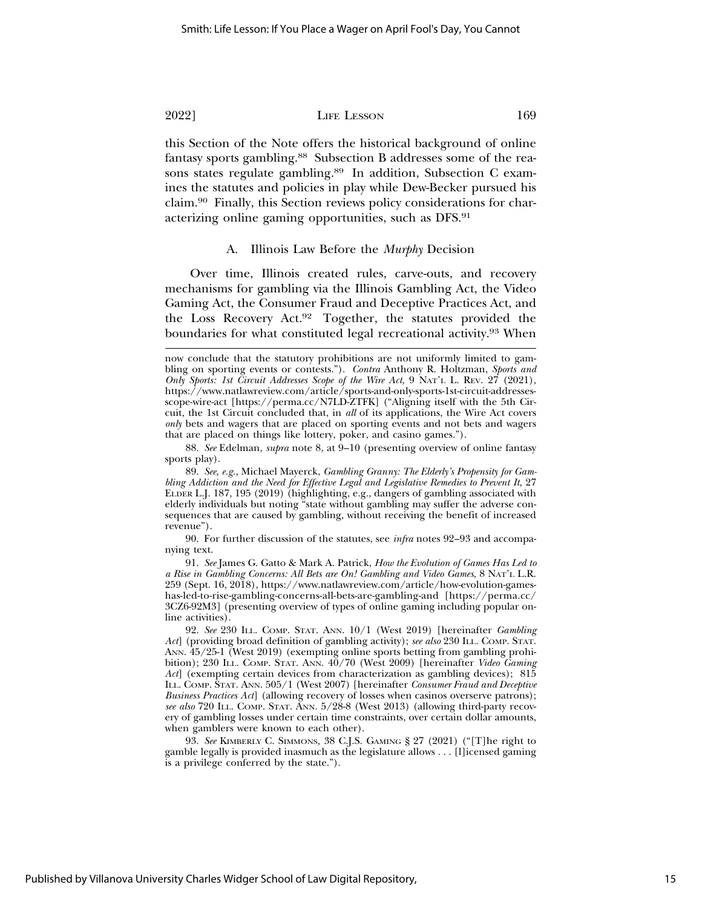this Section of the Note offers the historical background of online fantasy sports gambling.[88] Subsection B addresses some of the reasons states regulate gambling.[89] In addition, Subsection C examines the statutes and policies in play while Dew-Becker pursued his claim.[90] Finally, this Section reviews policy considerations for characterizing online gaming opportunities, such as DFS.[91]

### A. Illinois Law Before the *Murphy* Decision

Over time, Illinois created rules, carve-outs, and recovery mechanisms for gambling via the Illinois Gambling Act, the Video Gaming Act, the Consumer Fraud and Deceptive Practices Act, and the Loss Recovery Act.[92] Together, the statutes provided the boundaries for what constituted legal recreational activity.[93] When

---

now conclude that the statutory prohibitions are not uniformly limited to gambling on sporting events or contests."). *Contra* Anthony R. Holtzman, *Sports and Only Sports: 1st Circuit Addresses Scope of the Wire Act*, 9 NAT'L L. REV. 27 (2021), https://www.natlawreview.com/article/sports-and-only-sports-1st-circuit-addresses-scope-wire-act [https://perma.cc/N7LD-ZTFK] ("Aligning itself with the 5th Circuit, the 1st Circuit concluded that, in *all* of its applications, the Wire Act covers *only* bets and wagers that are placed on sporting events and not bets and wagers that are placed on things like lottery, poker, and casino games.").

88. *See* Edelman, *supra* note 8, at 9–10 (presenting overview of online fantasy sports play).

89. *See, e.g.*, Michael Mayerck, *Gambling Granny: The Elderly's Propensity for Gambling Addiction and the Need for Effective Legal and Legislative Remedies to Prevent It*, 27 ELDER L.J. 187, 195 (2019) (highlighting, e.g., dangers of gambling associated with elderly individuals but noting "state without gambling may suffer the adverse consequences that are caused by gambling, without receiving the benefit of increased revenue").

90. For further discussion of the statutes, see *infra* notes 92–93 and accompanying text.

91. *See* James G. Gatto & Mark A. Patrick, *How the Evolution of Games Has Led to a Rise in Gambling Concerns: All Bets are On! Gambling and Video Games*, 8 NAT'L L.R. 259 (Sept. 16, 2018), https://www.natlawreview.com/article/how-evolution-games-has-led-to-rise-gambling-concerns-all-bets-are-gambling-and [https://perma.cc/3CZ6-92M3] (presenting overview of types of online gaming including popular online activities).

92. *See* 230 ILL. COMP. STAT. ANN. 10/1 (West 2019) [hereinafter *Gambling Act*] (providing broad definition of gambling activity); *see also* 230 ILL. COMP. STAT. ANN. 45/25-1 (West 2019) (exempting online sports betting from gambling prohibition); 230 ILL. COMP. STAT. ANN. 40/70 (West 2009) [hereinafter *Video Gaming Act*] (exempting certain devices from characterization as gambling devices); 815 ILL. COMP. STAT. ANN. 505/1 (West 2007) [hereinafter *Consumer Fraud and Deceptive Business Practices Act*] (allowing recovery of losses when casinos overserve patrons); *see also* 720 ILL. COMP. STAT. ANN. 5/28-8 (West 2013) (allowing third-party recovery of gambling losses under certain time constraints, over certain dollar amounts, when gamblers were known to each other).

93. *See* KIMBERLY C. SIMMONS, 38 C.J.S. GAMING § 27 (2021) ("[T]he right to gamble legally is provided inasmuch as the legislature allows . . . [l]icensed gaming is a privilege conferred by the state.").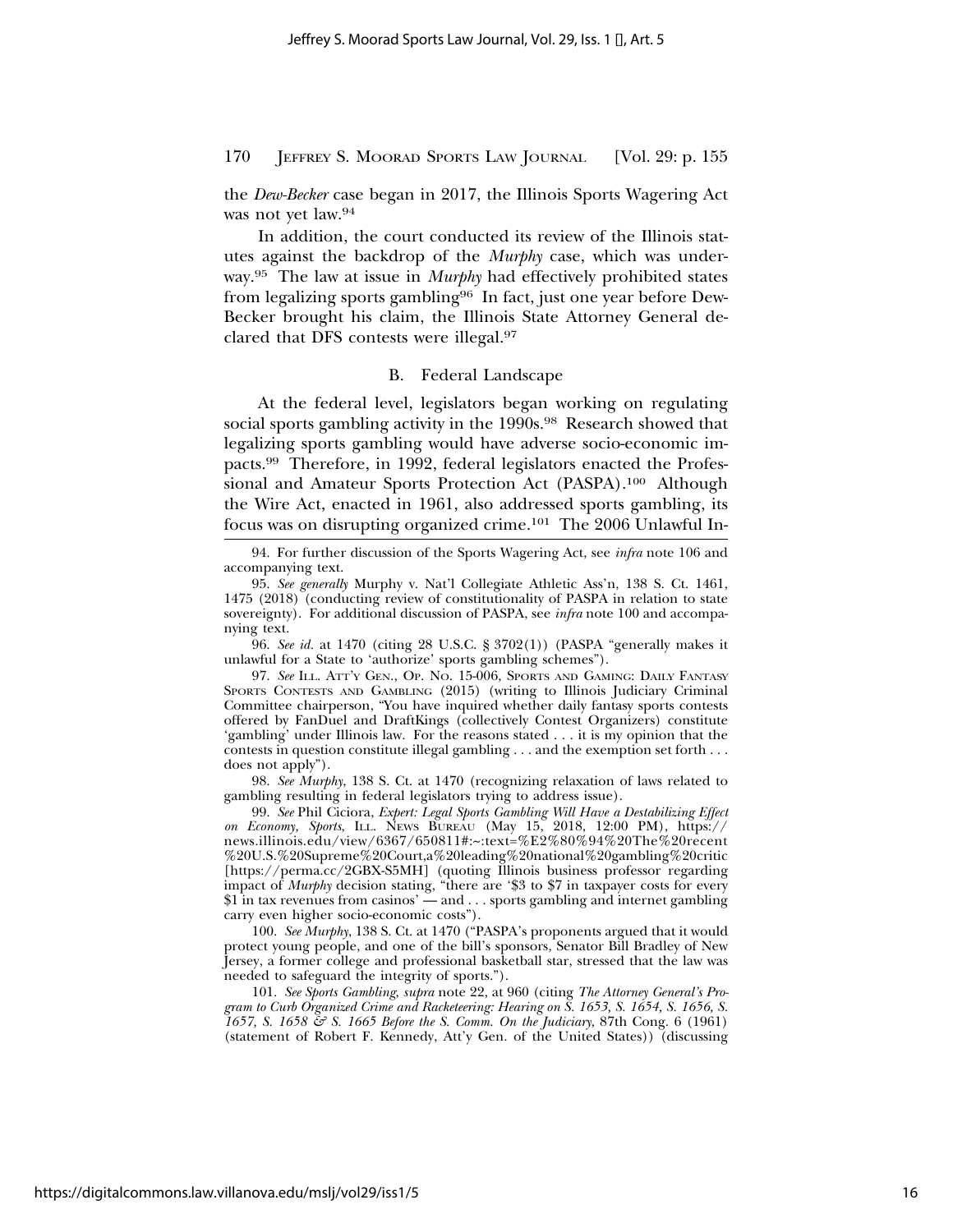the *Dew-Becker* case began in 2017, the Illinois Sports Wagering Act was not yet law.[94]

In addition, the court conducted its review of the Illinois statutes against the backdrop of the *Murphy* case, which was underway.[95] The law at issue in *Murphy* had effectively prohibited states from legalizing sports gambling[96] In fact, just one year before Dew-Becker brought his claim, the Illinois State Attorney General declared that DFS contests were illegal.[97]

### B. Federal Landscape

At the federal level, legislators began working on regulating social sports gambling activity in the 1990s.[98] Research showed that legalizing sports gambling would have adverse socio-economic impacts.[99] Therefore, in 1992, federal legislators enacted the Professional and Amateur Sports Protection Act (PASPA).[100] Although the Wire Act, enacted in 1961, also addressed sports gambling, its focus was on disrupting organized crime.[101] The 2006 Unlawful In-

---

94. For further discussion of the Sports Wagering Act, see *infra* note 106 and accompanying text.

95. *See generally* Murphy v. Nat'l Collegiate Athletic Ass'n, 138 S. Ct. 1461, 1475 (2018) (conducting review of constitutionality of PASPA in relation to state sovereignty). For additional discussion of PASPA, see *infra* note 100 and accompanying text.

96. *See id.* at 1470 (citing 28 U.S.C. § 3702(1)) (PASPA "generally makes it unlawful for a State to 'authorize' sports gambling schemes").

97. *See* ILL. ATT'Y GEN., OP. NO. 15-006, SPORTS AND GAMING: DAILY FANTASY SPORTS CONTESTS AND GAMBLING (2015) (writing to Illinois Judiciary Criminal Committee chairperson, "You have inquired whether daily fantasy sports contests offered by FanDuel and DraftKings (collectively Contest Organizers) constitute 'gambling' under Illinois law. For the reasons stated . . . it is my opinion that the contests in question constitute illegal gambling . . . and the exemption set forth . . . does not apply").

98. *See Murphy*, 138 S. Ct. at 1470 (recognizing relaxation of laws related to gambling resulting in federal legislators trying to address issue).

99. *See* Phil Ciciora, *Expert: Legal Sports Gambling Will Have a Destabilizing Effect on Economy, Sports*, ILL. NEWS BUREAU (May 15, 2018, 12:00 PM), https://news.illinois.edu/view/6367/650811#:~:text=%E2%80%94%20The%20recent%20U.S.%20Supreme%20Court,a%20leading%20national%20gambling%20critic [https://perma.cc/2GBX-S5MH] (quoting Illinois business professor regarding impact of *Murphy* decision stating, "there are '$3 to $7 in taxpayer costs for every $1 in tax revenues from casinos' — and . . . sports gambling and internet gambling carry even higher socio-economic costs").

100. *See Murphy*, 138 S. Ct. at 1470 ("PASPA's proponents argued that it would protect young people, and one of the bill's sponsors, Senator Bill Bradley of New Jersey, a former college and professional basketball star, stressed that the law was needed to safeguard the integrity of sports.").

101. *See Sports Gambling*, *supra* note 22, at 960 (citing *The Attorney General's Program to Curb Organized Crime and Racketeering: Hearing on S. 1653, S. 1654, S. 1656, S. 1657, S. 1658 & S. 1665 Before the S. Comm. On the Judiciary*, 87th Cong. 6 (1961) (statement of Robert F. Kennedy, Att'y Gen. of the United States)) (discussing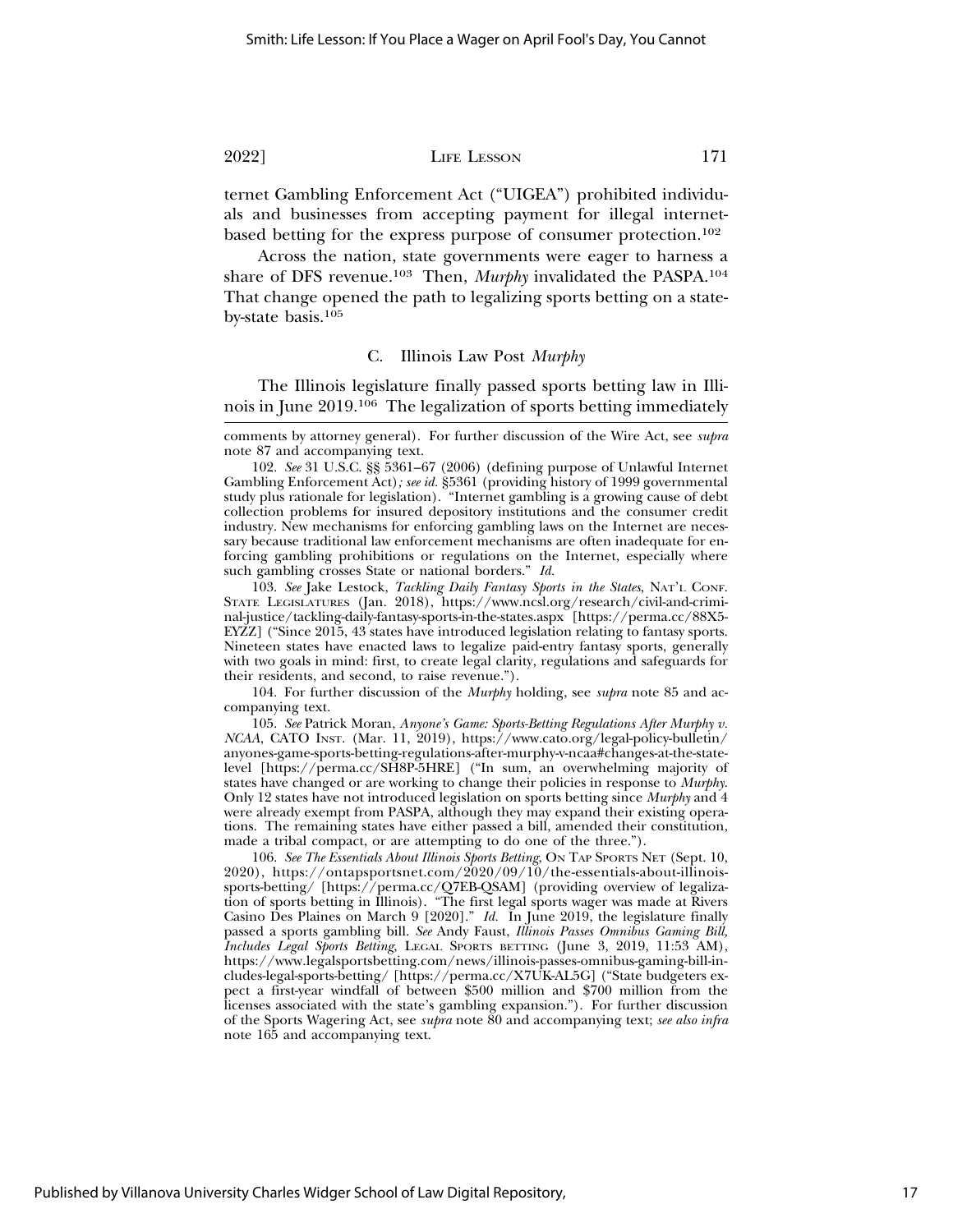ternet Gambling Enforcement Act ("UIGEA") prohibited individuals and businesses from accepting payment for illegal internet-based betting for the express purpose of consumer protection.[102]

Across the nation, state governments were eager to harness a share of DFS revenue.[103] Then, *Murphy* invalidated the PASPA.[104] That change opened the path to legalizing sports betting on a state-by-state basis.[105]

### C. Illinois Law Post *Murphy*

The Illinois legislature finally passed sports betting law in Illinois in June 2019.[106] The legalization of sports betting immediately

---

comments by attorney general). For further discussion of the Wire Act, see *supra* note 87 and accompanying text.

102. *See* 31 U.S.C. §§ 5361–67 (2006) (defining purpose of Unlawful Internet Gambling Enforcement Act)*; see id.* §5361 (providing history of 1999 governmental study plus rationale for legislation). "Internet gambling is a growing cause of debt collection problems for insured depository institutions and the consumer credit industry. New mechanisms for enforcing gambling laws on the Internet are necessary because traditional law enforcement mechanisms are often inadequate for enforcing gambling prohibitions or regulations on the Internet, especially where such gambling crosses State or national borders." *Id.*

103. *See* Jake Lestock, *Tackling Daily Fantasy Sports in the States*, NAT'L CONF. STATE LEGISLATURES (Jan. 2018), https://www.ncsl.org/research/civil-and-criminal-justice/tackling-daily-fantasy-sports-in-the-states.aspx [https://perma.cc/88X5-EYZZ] ("Since 2015, 43 states have introduced legislation relating to fantasy sports. Nineteen states have enacted laws to legalize paid-entry fantasy sports, generally with two goals in mind: first, to create legal clarity, regulations and safeguards for their residents, and second, to raise revenue.").

104. For further discussion of the *Murphy* holding, see *supra* note 85 and accompanying text.

105. *See* Patrick Moran, *Anyone's Game: Sports-Betting Regulations After Murphy v. NCAA*, CATO INST. (Mar. 11, 2019), https://www.cato.org/legal-policy-bulletin/anyones-game-sports-betting-regulations-after-murphy-v-ncaa#changes-at-the-state-level [https://perma.cc/SH8P-5HRE] ("In sum, an overwhelming majority of states have changed or are working to change their policies in response to *Murphy*. Only 12 states have not introduced legislation on sports betting since *Murphy* and 4 were already exempt from PASPA, although they may expand their existing operations. The remaining states have either passed a bill, amended their constitution, made a tribal compact, or are attempting to do one of the three.").

106. *See The Essentials About Illinois Sports Betting*, ON TAP SPORTS NET (Sept. 10, 2020), https://ontapsportsnet.com/2020/09/10/the-essentials-about-illinois-sports-betting/ [https://perma.cc/Q7EB-QSAM] (providing overview of legalization of sports betting in Illinois). "The first legal sports wager was made at Rivers Casino Des Plaines on March 9 [2020]." *Id.* In June 2019, the legislature finally passed a sports gambling bill. *See* Andy Faust, *Illinois Passes Omnibus Gaming Bill, Includes Legal Sports Betting*, LEGAL SPORTS BETTING (June 3, 2019, 11:53 AM), https://www.legalsportsbetting.com/news/illinois-passes-omnibus-gaming-bill-includes-legal-sports-betting/ [https://perma.cc/X7UK-AL5G] ("State budgeters expect a first-year windfall of between $500 million and $700 million from the licenses associated with the state's gambling expansion."). For further discussion of the Sports Wagering Act, see *supra* note 80 and accompanying text; *see also infra* note 165 and accompanying text.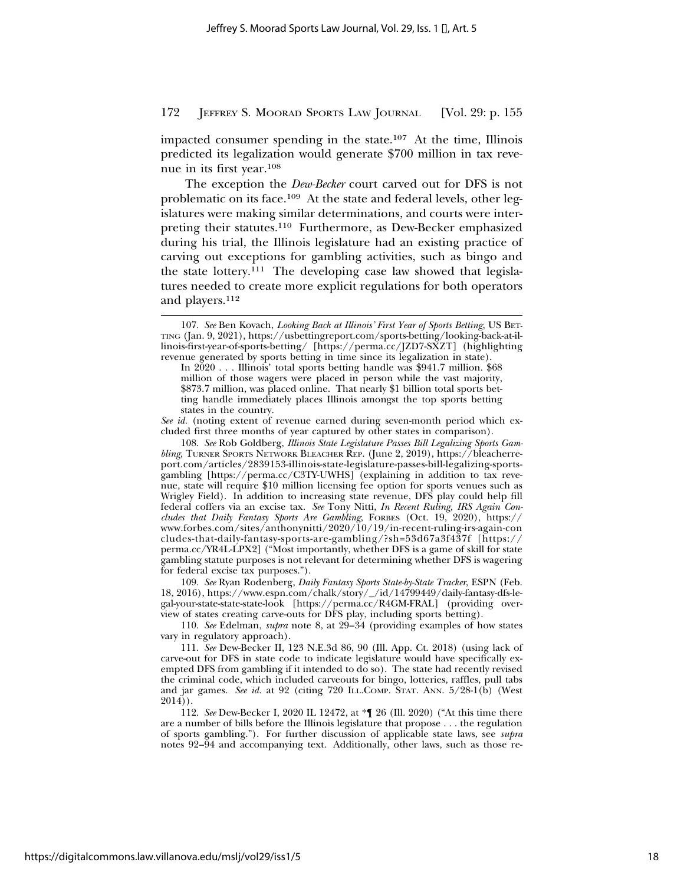impacted consumer spending in the state.[107] At the time, Illinois predicted its legalization would generate $700 million in tax revenue in its first year.[108]

The exception the *Dew-Becker* court carved out for DFS is not problematic on its face.[109] At the state and federal levels, other legislatures were making similar determinations, and courts were interpreting their statutes.[110] Furthermore, as Dew-Becker emphasized during his trial, the Illinois legislature had an existing practice of carving out exceptions for gambling activities, such as bingo and the state lottery.[111] The developing case law showed that legislatures needed to create more explicit regulations for both operators and players.[112]

---

107. *See* Ben Kovach, *Looking Back at Illinois' First Year of Sports Betting*, US BETTING (Jan. 9, 2021), https://usbettingreport.com/sports-betting/looking-back-at-illinois-first-year-of-sports-betting/ [https://perma.cc/JZD7-SXZT] (highlighting revenue generated by sports betting in time since its legalization in state).

> In 2020 . . . Illinois' total sports betting handle was $941.7 million. $68 million of those wagers were placed in person while the vast majority, $873.7 million, was placed online. That nearly $1 billion total sports betting handle immediately places Illinois amongst the top sports betting states in the country.

*See id.* (noting extent of revenue earned during seven-month period which excluded first three months of year captured by other states in comparison).

108. *See* Rob Goldberg, *Illinois State Legislature Passes Bill Legalizing Sports Gambling*, TURNER SPORTS NETWORK BLEACHER REP. (June 2, 2019), https://bleacherreport.com/articles/2839153-illinois-state-legislature-passes-bill-legalizing-sports-gambling [https://perma.cc/C3TY-UWHS] (explaining in addition to tax revenue, state will require $10 million licensing fee option for sports venues such as Wrigley Field). In addition to increasing state revenue, DFS play could help fill federal coffers via an excise tax. *See* Tony Nitti, *In Recent Ruling, IRS Again Concludes that Daily Fantasy Sports Are Gambling*, FORBES (Oct. 19, 2020), https://www.forbes.com/sites/anthonynitti/2020/10/19/in-recent-ruling-irs-again-concludes-that-daily-fantasy-sports-are-gambling/?sh=53d67a3f437f [https://perma.cc/YR4L-LPX2] ("Most importantly, whether DFS is a game of skill for state gambling statute purposes is not relevant for determining whether DFS is wagering for federal excise tax purposes.").

109. *See* Ryan Rodenberg, *Daily Fantasy Sports State-by-State Tracker*, ESPN (Feb. 18, 2016), https://www.espn.com/chalk/story/_/id/14799449/daily-fantasy-dfs-legal-your-state-state-state-look [https://perma.cc/R4GM-FRAL] (providing overview of states creating carve-outs for DFS play, including sports betting).

110. *See* Edelman, *supra* note 8, at 29–34 (providing examples of how states vary in regulatory approach).

111. *See* Dew-Becker II, 123 N.E.3d 86, 90 (Ill. App. Ct. 2018) (using lack of carve-out for DFS in state code to indicate legislature would have specifically exempted DFS from gambling if it intended to do so). The state had recently revised the criminal code, which included carveouts for bingo, lotteries, raffles, pull tabs and jar games. *See id.* at 92 (citing 720 ILL.COMP. STAT. ANN. 5/28-1(b) (West 2014)).

112. *See* Dew-Becker I, 2020 IL 12472, at *¶ 26 (Ill. 2020) ("At this time there are a number of bills before the Illinois legislature that propose . . . the regulation of sports gambling."). For further discussion of applicable state laws, see *supra* notes 92–94 and accompanying text. Additionally, other laws, such as those re-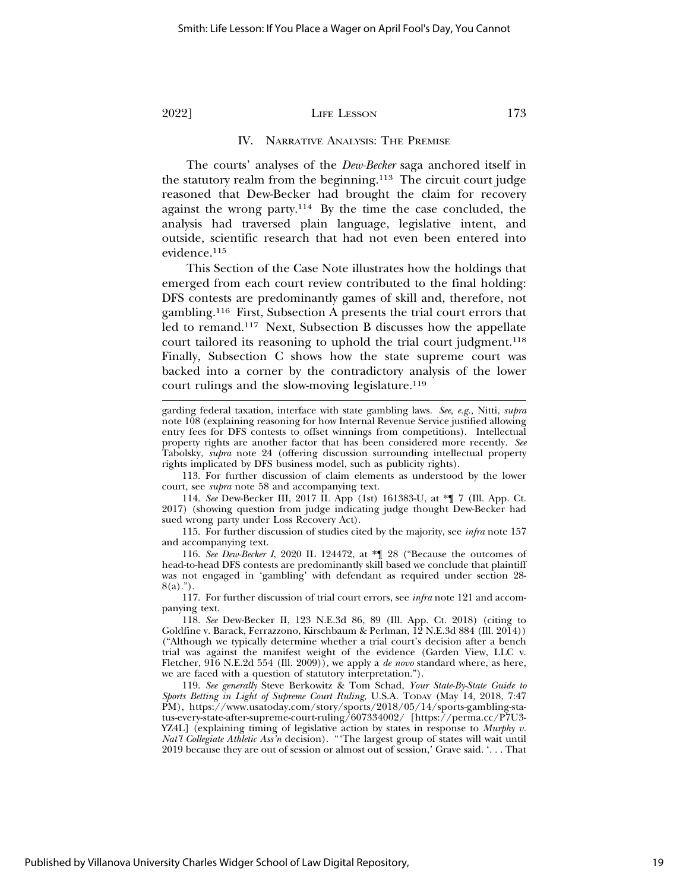## IV. Narrative Analysis: The Premise

The courts' analyses of the *Dew-Becker* saga anchored itself in the statutory realm from the beginning.[113] The circuit court judge reasoned that Dew-Becker had brought the claim for recovery against the wrong party.[114] By the time the case concluded, the analysis had traversed plain language, legislative intent, and outside, scientific research that had not even been entered into evidence.[115]

This Section of the Case Note illustrates how the holdings that emerged from each court review contributed to the final holding: DFS contests are predominantly games of skill and, therefore, not gambling.[116] First, Subsection A presents the trial court errors that led to remand.[117] Next, Subsection B discusses how the appellate court tailored its reasoning to uphold the trial court judgment.[118] Finally, Subsection C shows how the state supreme court was backed into a corner by the contradictory analysis of the lower court rulings and the slow-moving legislature.[119]

---

garding federal taxation, interface with state gambling laws. *See, e.g.*, Nitti, *supra* note 108 (explaining reasoning for how Internal Revenue Service justified allowing entry fees for DFS contests to offset winnings from competitions). Intellectual property rights are another factor that has been considered more recently. *See* Tabolsky, *supra* note 24 (offering discussion surrounding intellectual property rights implicated by DFS business model, such as publicity rights).

113. For further discussion of claim elements as understood by the lower court, see *supra* note 58 and accompanying text.

114. *See* Dew-Becker III, 2017 IL App (1st) 161383-U, at *¶ 7 (Ill. App. Ct. 2017) (showing question from judge indicating judge thought Dew-Becker had sued wrong party under Loss Recovery Act).

115. For further discussion of studies cited by the majority, see *infra* note 157 and accompanying text.

116. *See Dew-Becker I*, 2020 IL 124472, at *¶ 28 ("Because the outcomes of head-to-head DFS contests are predominantly skill based we conclude that plaintiff was not engaged in 'gambling' with defendant as required under section 28-8(a).").

117. For further discussion of trial court errors, see *infra* note 121 and accompanying text.

118. *See* Dew-Becker II, 123 N.E.3d 86, 89 (Ill. App. Ct. 2018) (citing to Goldfine v. Barack, Ferrazzono, Kirschbaum & Perlman, 12 N.E.3d 884 (Ill. 2014)) ("Although we typically determine whether a trial court's decision after a bench trial was against the manifest weight of the evidence (Garden View, LLC v. Fletcher, 916 N.E.2d 554 (Ill. 2009)), we apply a *de novo* standard where, as here, we are faced with a question of statutory interpretation.").

119. *See generally* Steve Berkowitz & Tom Schad, *Your State-By-State Guide to Sports Betting in Light of Supreme Court Ruling*, U.S.A. Today (May 14, 2018, 7:47 PM), https://www.usatoday.com/story/sports/2018/05/14/sports-gambling-status-every-state-after-supreme-court-ruling/607334002/ [https://perma.cc/P7U3-YZ4L] (explaining timing of legislative action by states in response to *Murphy v. Nat'l Collegiate Athletic Ass'n* decision). "'The largest group of states will wait until 2019 because they are out of session or almost out of session,' Grave said. '. . . That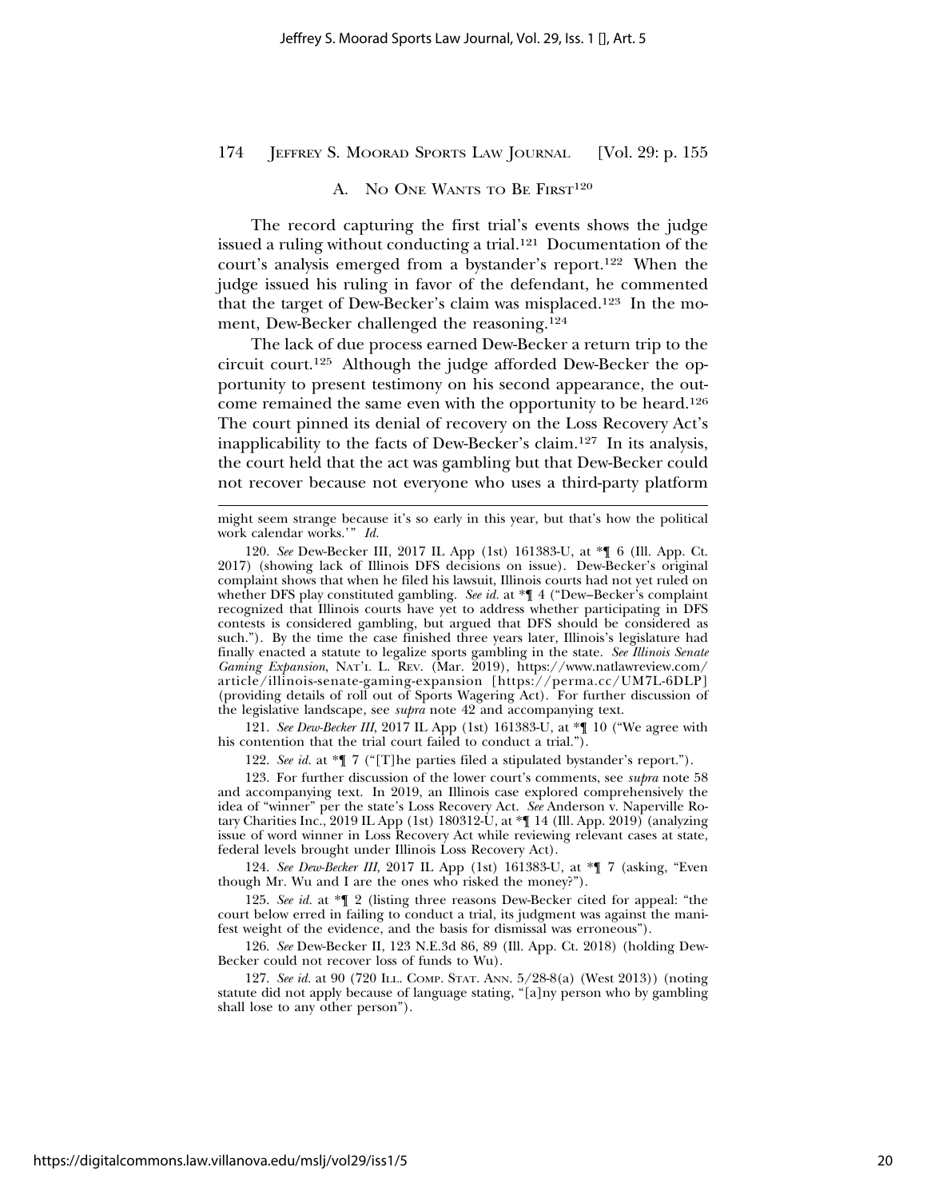### A. No One Wants to Be First[120]

The record capturing the first trial's events shows the judge issued a ruling without conducting a trial.[121] Documentation of the court's analysis emerged from a bystander's report.[122] When the judge issued his ruling in favor of the defendant, he commented that the target of Dew-Becker's claim was misplaced.[123] In the moment, Dew-Becker challenged the reasoning.[124]

The lack of due process earned Dew-Becker a return trip to the circuit court.[125] Although the judge afforded Dew-Becker the opportunity to present testimony on his second appearance, the outcome remained the same even with the opportunity to be heard.[126] The court pinned its denial of recovery on the Loss Recovery Act's inapplicability to the facts of Dew-Becker's claim.[127] In its analysis, the court held that the act was gambling but that Dew-Becker could not recover because not everyone who uses a third-party platform

---

might seem strange because it's so early in this year, but that's how the political work calendar works.'" *Id.*

120. *See* Dew-Becker III, 2017 IL App (1st) 161383-U, at *¶ 6 (Ill. App. Ct. 2017) (showing lack of Illinois DFS decisions on issue). Dew-Becker's original complaint shows that when he filed his lawsuit, Illinois courts had not yet ruled on whether DFS play constituted gambling. *See id.* at *¶ 4 ("Dew–Becker's complaint recognized that Illinois courts have yet to address whether participating in DFS contests is considered gambling, but argued that DFS should be considered as such."). By the time the case finished three years later, Illinois's legislature had finally enacted a statute to legalize sports gambling in the state. *See Illinois Senate Gaming Expansion*, Nat'l L. Rev. (Mar. 2019), https://www.natlawreview.com/article/illinois-senate-gaming-expansion [https://perma.cc/UM7L-6DLP] (providing details of roll out of Sports Wagering Act). For further discussion of the legislative landscape, see *supra* note 42 and accompanying text.

121. *See Dew-Becker III*, 2017 IL App (1st) 161383-U, at *¶ 10 ("We agree with his contention that the trial court failed to conduct a trial.").

122. *See id.* at *¶ 7 ("[T]he parties filed a stipulated bystander's report.").

123. For further discussion of the lower court's comments, see *supra* note 58 and accompanying text. In 2019, an Illinois case explored comprehensively the idea of "winner" per the state's Loss Recovery Act. *See* Anderson v. Naperville Rotary Charities Inc., 2019 IL App (1st) 180312-U, at *¶ 14 (Ill. App. 2019) (analyzing issue of word winner in Loss Recovery Act while reviewing relevant cases at state, federal levels brought under Illinois Loss Recovery Act).

124. *See Dew-Becker III*, 2017 IL App (1st) 161383-U, at *¶ 7 (asking, "Even though Mr. Wu and I are the ones who risked the money?").

125. *See id.* at *¶ 2 (listing three reasons Dew-Becker cited for appeal: "the court below erred in failing to conduct a trial, its judgment was against the manifest weight of the evidence, and the basis for dismissal was erroneous").

126. *See* Dew-Becker II, 123 N.E.3d 86, 89 (Ill. App. Ct. 2018) (holding Dew-Becker could not recover loss of funds to Wu).

127. *See id.* at 90 (720 Ill. Comp. Stat. Ann. 5/28-8(a) (West 2013)) (noting statute did not apply because of language stating, "[a]ny person who by gambling shall lose to any other person").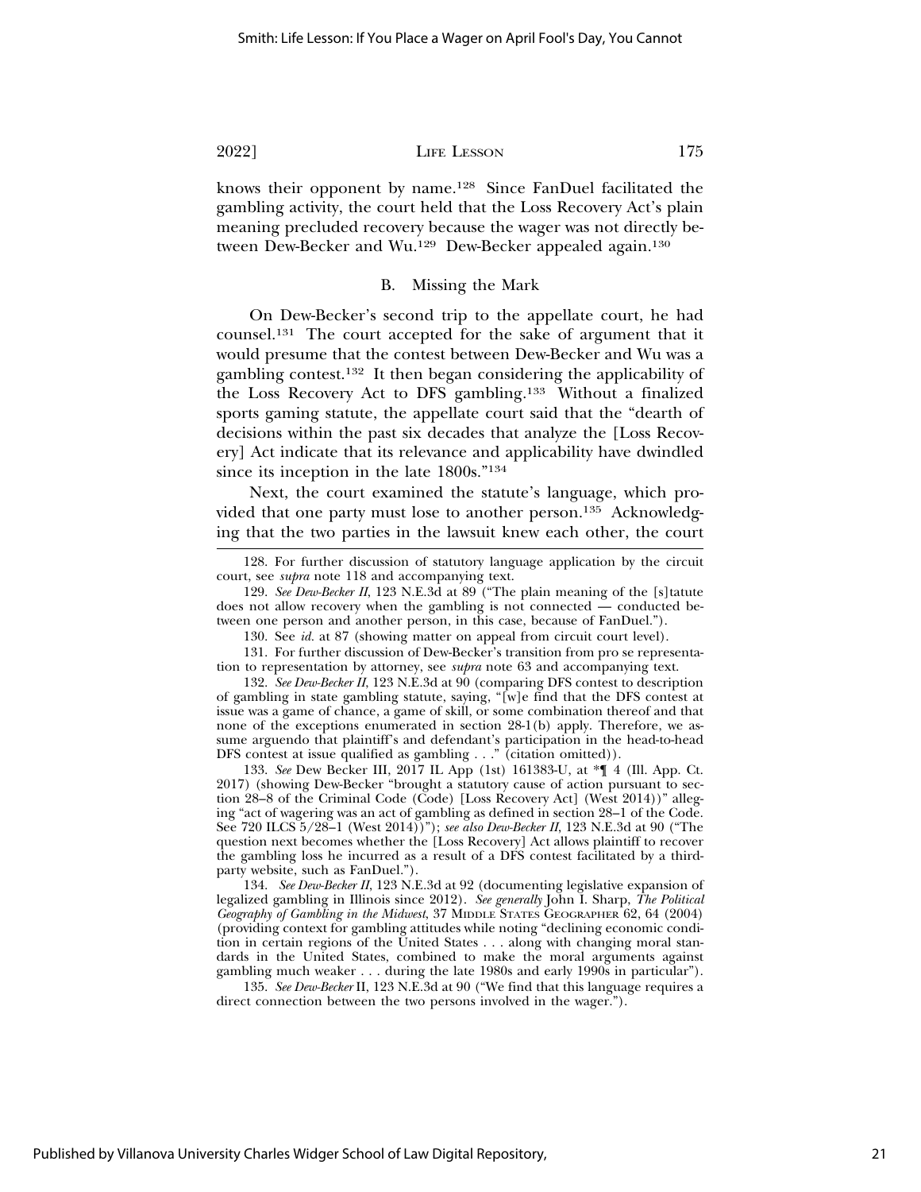knows their opponent by name.[128] Since FanDuel facilitated the gambling activity, the court held that the Loss Recovery Act's plain meaning precluded recovery because the wager was not directly between Dew-Becker and Wu.[129] Dew-Becker appealed again.[130]

### B. Missing the Mark

On Dew-Becker's second trip to the appellate court, he had counsel.[131] The court accepted for the sake of argument that it would presume that the contest between Dew-Becker and Wu was a gambling contest.[132] It then began considering the applicability of the Loss Recovery Act to DFS gambling.[133] Without a finalized sports gaming statute, the appellate court said that the "dearth of decisions within the past six decades that analyze the [Loss Recovery] Act indicate that its relevance and applicability have dwindled since its inception in the late 1800s."[134]

Next, the court examined the statute's language, which provided that one party must lose to another person.[135] Acknowledging that the two parties in the lawsuit knew each other, the court

---

128. For further discussion of statutory language application by the circuit court, see *supra* note 118 and accompanying text.

129. *See Dew-Becker II*, 123 N.E.3d at 89 ("The plain meaning of the [s]tatute does not allow recovery when the gambling is not connected — conducted between one person and another person, in this case, because of FanDuel.").

130. See *id.* at 87 (showing matter on appeal from circuit court level).

131. For further discussion of Dew-Becker's transition from pro se representation to representation by attorney, see *supra* note 63 and accompanying text.

132. *See Dew-Becker II*, 123 N.E.3d at 90 (comparing DFS contest to description of gambling in state gambling statute, saying, "[w]e find that the DFS contest at issue was a game of chance, a game of skill, or some combination thereof and that none of the exceptions enumerated in section 28-1(b) apply. Therefore, we assume arguendo that plaintiff's and defendant's participation in the head-to-head DFS contest at issue qualified as gambling . . ." (citation omitted)).

133. *See* Dew Becker III, 2017 IL App (1st) 161383-U, at *¶ 4 (Ill. App. Ct. 2017) (showing Dew-Becker "brought a statutory cause of action pursuant to section 28–8 of the Criminal Code (Code) [Loss Recovery Act] (West 2014))" alleging "act of wagering was an act of gambling as defined in section 28–1 of the Code. See 720 ILCS 5/28–1 (West 2014))"); *see also Dew-Becker II*, 123 N.E.3d at 90 ("The question next becomes whether the [Loss Recovery] Act allows plaintiff to recover the gambling loss he incurred as a result of a DFS contest facilitated by a third-party website, such as FanDuel.").

134. *See Dew-Becker II*, 123 N.E.3d at 92 (documenting legislative expansion of legalized gambling in Illinois since 2012). *See generally* John I. Sharp, *The Political Geography of Gambling in the Midwest*, 37 MIDDLE STATES GEOGRAPHER 62, 64 (2004) (providing context for gambling attitudes while noting "declining economic condition in certain regions of the United States . . . along with changing moral standards in the United States, combined to make the moral arguments against gambling much weaker . . . during the late 1980s and early 1990s in particular").

135. *See Dew-Becker* II, 123 N.E.3d at 90 ("We find that this language requires a direct connection between the two persons involved in the wager.").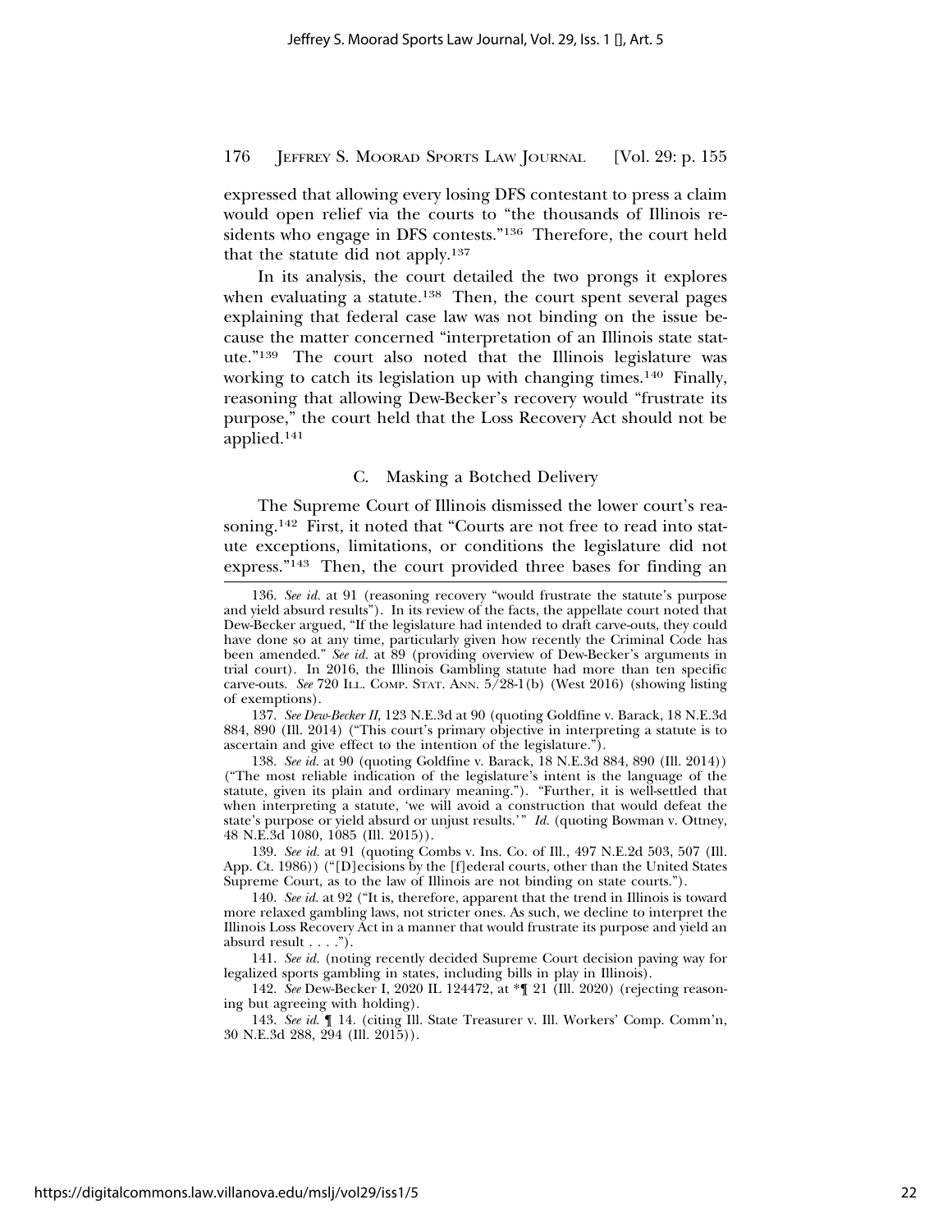expressed that allowing every losing DFS contestant to press a claim would open relief via the courts to "the thousands of Illinois residents who engage in DFS contests."[136] Therefore, the court held that the statute did not apply.[137]

In its analysis, the court detailed the two prongs it explores when evaluating a statute.[138] Then, the court spent several pages explaining that federal case law was not binding on the issue because the matter concerned "interpretation of an Illinois state statute."[139] The court also noted that the Illinois legislature was working to catch its legislation up with changing times.[140] Finally, reasoning that allowing Dew-Becker's recovery would "frustrate its purpose," the court held that the Loss Recovery Act should not be applied.[141]

### C. Masking a Botched Delivery

The Supreme Court of Illinois dismissed the lower court's reasoning.[142] First, it noted that "Courts are not free to read into statute exceptions, limitations, or conditions the legislature did not express."[143] Then, the court provided three bases for finding an

---

136. *See id.* at 91 (reasoning recovery "would frustrate the statute's purpose and yield absurd results"). In its review of the facts, the appellate court noted that Dew-Becker argued, "If the legislature had intended to draft carve-outs, they could have done so at any time, particularly given how recently the Criminal Code has been amended." *See id.* at 89 (providing overview of Dew-Becker's arguments in trial court). In 2016, the Illinois Gambling statute had more than ten specific carve-outs. *See* 720 ILL. COMP. STAT. ANN. 5/28-1(b) (West 2016) (showing listing of exemptions).

137. *See Dew-Becker II*, 123 N.E.3d at 90 (quoting Goldfine v. Barack, 18 N.E.3d 884, 890 (Ill. 2014) ("This court's primary objective in interpreting a statute is to ascertain and give effect to the intention of the legislature.").

138. *See id.* at 90 (quoting Goldfine v. Barack, 18 N.E.3d 884, 890 (Ill. 2014)) ("The most reliable indication of the legislature's intent is the language of the statute, given its plain and ordinary meaning."). "Further, it is well-settled that when interpreting a statute, 'we will avoid a construction that would defeat the state's purpose or yield absurd or unjust results.'" *Id.* (quoting Bowman v. Ottney, 48 N.E.3d 1080, 1085 (Ill. 2015)).

139. *See id.* at 91 (quoting Combs v. Ins. Co. of Ill., 497 N.E.2d 503, 507 (Ill. App. Ct. 1986)) ("[D]ecisions by the [f]ederal courts, other than the United States Supreme Court, as to the law of Illinois are not binding on state courts.").

140. *See id.* at 92 ("It is, therefore, apparent that the trend in Illinois is toward more relaxed gambling laws, not stricter ones. As such, we decline to interpret the Illinois Loss Recovery Act in a manner that would frustrate its purpose and yield an absurd result . . . .").

141. *See id.* (noting recently decided Supreme Court decision paving way for legalized sports gambling in states, including bills in play in Illinois).

142. *See* Dew-Becker I, 2020 IL 124472, at *¶ 21 (Ill. 2020) (rejecting reasoning but agreeing with holding).

143. *See id.* ¶ 14. (citing Ill. State Treasurer v. Ill. Workers' Comp. Comm'n, 30 N.E.3d 288, 294 (Ill. 2015)).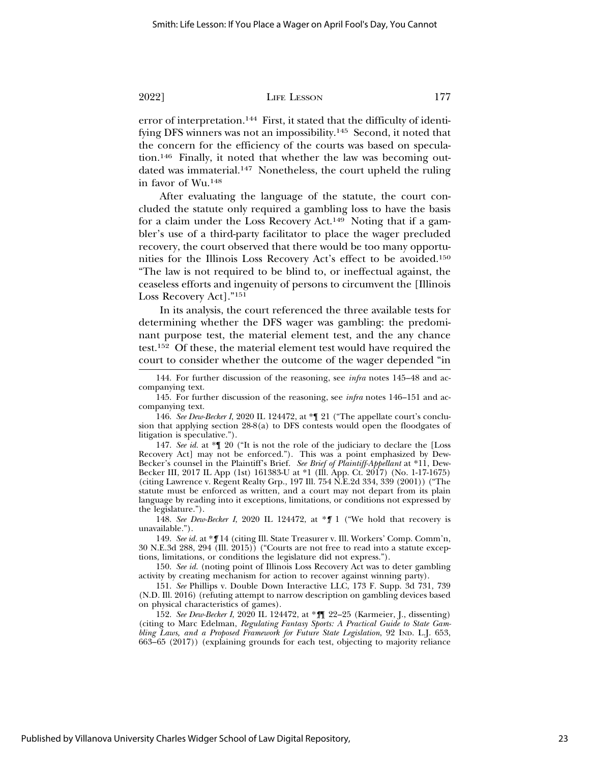error of interpretation.[144] First, it stated that the difficulty of identifying DFS winners was not an impossibility.[145] Second, it noted that the concern for the efficiency of the courts was based on speculation.[146] Finally, it noted that whether the law was becoming outdated was immaterial.[147] Nonetheless, the court upheld the ruling in favor of Wu.[148]

After evaluating the language of the statute, the court concluded the statute only required a gambling loss to have the basis for a claim under the Loss Recovery Act.[149] Noting that if a gambler's use of a third-party facilitator to place the wager precluded recovery, the court observed that there would be too many opportunities for the Illinois Loss Recovery Act's effect to be avoided.[150] "The law is not required to be blind to, or ineffectual against, the ceaseless efforts and ingenuity of persons to circumvent the [Illinois Loss Recovery Act]."[151]

In its analysis, the court referenced the three available tests for determining whether the DFS wager was gambling: the predominant purpose test, the material element test, and the any chance test.[152] Of these, the material element test would have required the court to consider whether the outcome of the wager depended "in

---

144. For further discussion of the reasoning, see *infra* notes 145–48 and accompanying text.

145. For further discussion of the reasoning, see *infra* notes 146–151 and accompanying text.

146. *See Dew-Becker I*, 2020 IL 124472, at *¶ 21 ("The appellate court's conclusion that applying section 28-8(a) to DFS contests would open the floodgates of litigation is speculative.").

147. *See id.* at *¶ 20 ("It is not the role of the judiciary to declare the [Loss Recovery Act] may not be enforced."). This was a point emphasized by Dew-Becker's counsel in the Plaintiff's Brief. *See Brief of Plaintiff-Appellant* at *11, Dew-Becker III, 2017 IL App (1st) 161383-U at *1 (Ill. App. Ct. 2017) (No. 1-17-1675) (citing Lawrence v. Regent Realty Grp., 197 Ill. 754 N.E.2d 334, 339 (2001)) ("The statute must be enforced as written, and a court may not depart from its plain language by reading into it exceptions, limitations, or conditions not expressed by the legislature.").

148. *See Dew-Becker I*, 2020 IL 124472, at *¶ 1 ("We hold that recovery is unavailable.").

149. *See id.* at *¶ 14 (citing Ill. State Treasurer v. Ill. Workers' Comp. Comm'n, 30 N.E.3d 288, 294 (Ill. 2015)) ("Courts are not free to read into a statute exceptions, limitations, or conditions the legislature did not express.").

150. *See id.* (noting point of Illinois Loss Recovery Act was to deter gambling activity by creating mechanism for action to recover against winning party).

151. *See* Phillips v. Double Down Interactive LLC, 173 F. Supp. 3d 731, 739 (N.D. Ill. 2016) (refuting attempt to narrow description on gambling devices based on physical characteristics of games).

152. *See Dew-Becker I*, 2020 IL 124472, at *¶¶ 22–25 (Karmeier, J., dissenting) (citing to Marc Edelman, *Regulating Fantasy Sports: A Practical Guide to State Gambling Laws, and a Proposed Framework for Future State Legislation*, 92 IND. L.J. 653, 663–65 (2017)) (explaining grounds for each test, objecting to majority reliance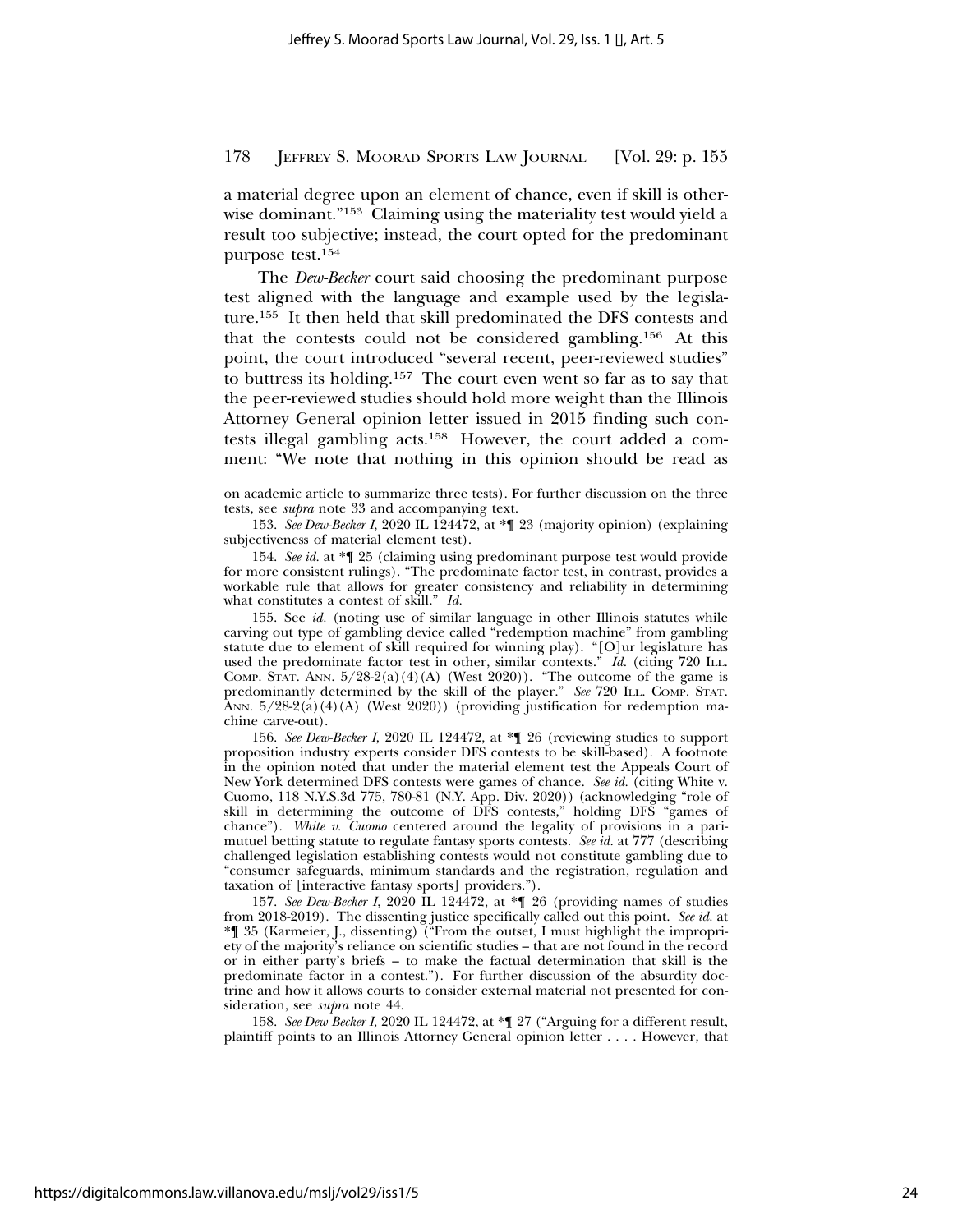a material degree upon an element of chance, even if skill is otherwise dominant."[153] Claiming using the materiality test would yield a result too subjective; instead, the court opted for the predominant purpose test.[154]

The *Dew-Becker* court said choosing the predominant purpose test aligned with the language and example used by the legislature.[155] It then held that skill predominated the DFS contests and that the contests could not be considered gambling.[156] At this point, the court introduced "several recent, peer-reviewed studies" to buttress its holding.[157] The court even went so far as to say that the peer-reviewed studies should hold more weight than the Illinois Attorney General opinion letter issued in 2015 finding such contests illegal gambling acts.[158] However, the court added a comment: "We note that nothing in this opinion should be read as

---

on academic article to summarize three tests). For further discussion on the three tests, see *supra* note 33 and accompanying text.

153. *See Dew-Becker I*, 2020 IL 124472, at *¶ 23 (majority opinion) (explaining subjectiveness of material element test).

154. *See id.* at *¶ 25 (claiming using predominant purpose test would provide for more consistent rulings). "The predominate factor test, in contrast, provides a workable rule that allows for greater consistency and reliability in determining what constitutes a contest of skill." *Id.*

155. See *id.* (noting use of similar language in other Illinois statutes while carving out type of gambling device called "redemption machine" from gambling statute due to element of skill required for winning play). "[O]ur legislature has used the predominate factor test in other, similar contexts." *Id.* (citing 720 Ill. Comp. Stat. Ann. 5/28-2(a)(4)(A) (West 2020)). "The outcome of the game is predominantly determined by the skill of the player." *See* 720 Ill. Comp. Stat. Ann. 5/28-2(a)(4)(A) (West 2020)) (providing justification for redemption machine carve-out).

156. *See Dew-Becker I*, 2020 IL 124472, at *¶ 26 (reviewing studies to support proposition industry experts consider DFS contests to be skill-based). A footnote in the opinion noted that under the material element test the Appeals Court of New York determined DFS contests were games of chance. *See id.* (citing White v. Cuomo, 118 N.Y.S.3d 775, 780-81 (N.Y. App. Div. 2020)) (acknowledging "role of skill in determining the outcome of DFS contests," holding DFS "games of chance"). *White v. Cuomo* centered around the legality of provisions in a pari-mutuel betting statute to regulate fantasy sports contests. *See id.* at 777 (describing challenged legislation establishing contests would not constitute gambling due to "consumer safeguards, minimum standards and the registration, regulation and taxation of [interactive fantasy sports] providers.").

157. *See Dew-Becker I*, 2020 IL 124472, at *¶ 26 (providing names of studies from 2018-2019). The dissenting justice specifically called out this point. *See id.* at *¶ 35 (Karmeier, J., dissenting) ("From the outset, I must highlight the impropriety of the majority's reliance on scientific studies – that are not found in the record or in either party's briefs – to make the factual determination that skill is the predominate factor in a contest."). For further discussion of the absurdity doctrine and how it allows courts to consider external material not presented for consideration, see *supra* note 44.

158. *See Dew Becker I*, 2020 IL 124472, at *¶ 27 ("Arguing for a different result, plaintiff points to an Illinois Attorney General opinion letter . . . . However, that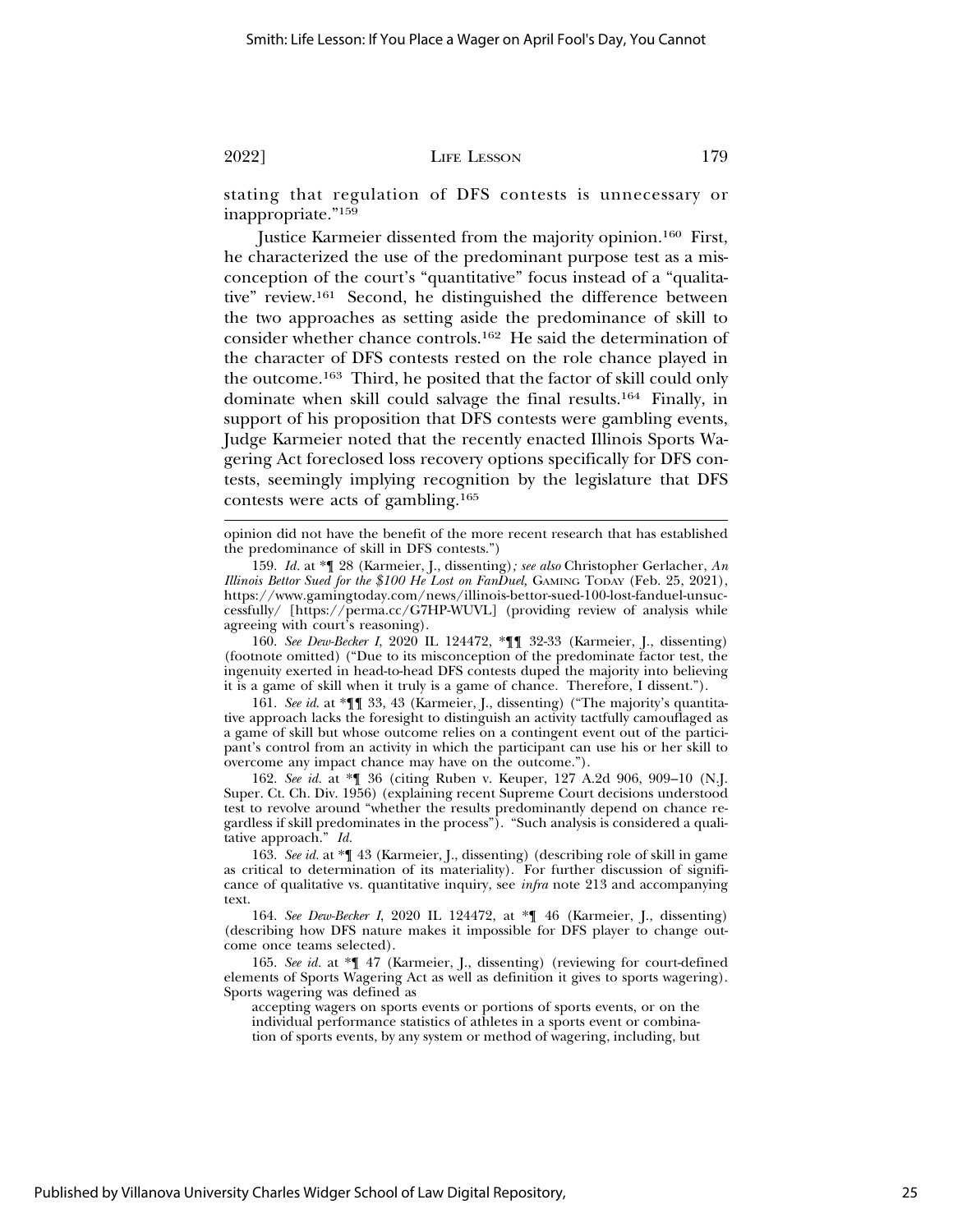stating that regulation of DFS contests is unnecessary or inappropriate."[159]

Justice Karmeier dissented from the majority opinion.[160] First, he characterized the use of the predominant purpose test as a misconception of the court's "quantitative" focus instead of a "qualitative" review.[161] Second, he distinguished the difference between the two approaches as setting aside the predominance of skill to consider whether chance controls.[162] He said the determination of the character of DFS contests rested on the role chance played in the outcome.[163] Third, he posited that the factor of skill could only dominate when skill could salvage the final results.[164] Finally, in support of his proposition that DFS contests were gambling events, Judge Karmeier noted that the recently enacted Illinois Sports Wagering Act foreclosed loss recovery options specifically for DFS contests, seemingly implying recognition by the legislature that DFS contests were acts of gambling.[165]

---

opinion did not have the benefit of the more recent research that has established the predominance of skill in DFS contests.")

159. *Id.* at *¶ 28 (Karmeier, J., dissenting)*; see also* Christopher Gerlacher, *An Illinois Bettor Sued for the $100 He Lost on FanDuel,* GAMING TODAY (Feb. 25, 2021), https://www.gamingtoday.com/news/illinois-bettor-sued-100-lost-fanduel-unsuccessfully/ [https://perma.cc/G7HP-WUVL] (providing review of analysis while agreeing with court's reasoning).

160. *See Dew-Becker I*, 2020 IL 124472, *¶¶ 32-33 (Karmeier, J., dissenting) (footnote omitted) ("Due to its misconception of the predominate factor test, the ingenuity exerted in head-to-head DFS contests duped the majority into believing it is a game of skill when it truly is a game of chance. Therefore, I dissent.").

161. *See id.* at *¶¶ 33, 43 (Karmeier, J., dissenting) ("The majority's quantitative approach lacks the foresight to distinguish an activity tactfully camouflaged as a game of skill but whose outcome relies on a contingent event out of the participant's control from an activity in which the participant can use his or her skill to overcome any impact chance may have on the outcome.").

162. *See id.* at *¶ 36 (citing Ruben v. Keuper, 127 A.2d 906, 909–10 (N.J. Super. Ct. Ch. Div. 1956) (explaining recent Supreme Court decisions understood test to revolve around "whether the results predominantly depend on chance regardless if skill predominates in the process"). "Such analysis is considered a qualitative approach." *Id.*

163. *See id.* at *¶ 43 (Karmeier, J., dissenting) (describing role of skill in game as critical to determination of its materiality). For further discussion of significance of qualitative vs. quantitative inquiry, see *infra* note 213 and accompanying text.

164. *See Dew-Becker I*, 2020 IL 124472, at *¶ 46 (Karmeier, J., dissenting) (describing how DFS nature makes it impossible for DFS player to change outcome once teams selected).

165. *See id.* at *¶ 47 (Karmeier, J., dissenting) (reviewing for court-defined elements of Sports Wagering Act as well as definition it gives to sports wagering). Sports wagering was defined as

> accepting wagers on sports events or portions of sports events, or on the individual performance statistics of athletes in a sports event or combination of sports events, by any system or method of wagering, including, but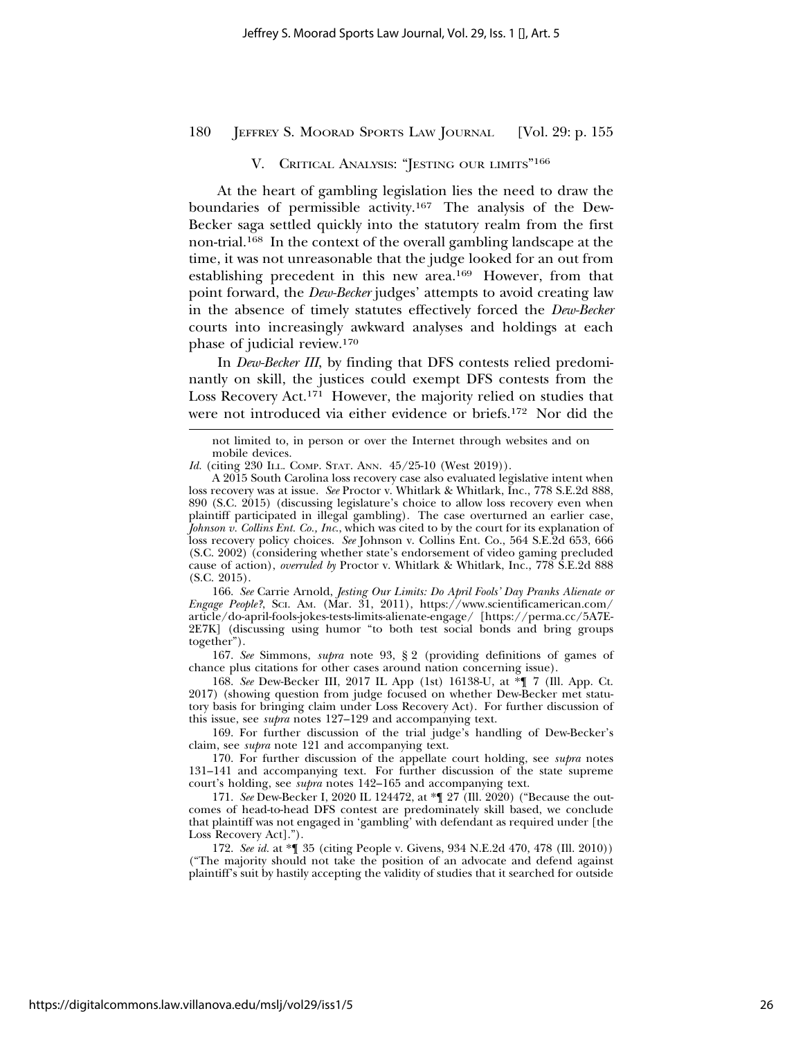## V. Critical Analysis: "Jesting our limits"[166]

At the heart of gambling legislation lies the need to draw the boundaries of permissible activity.[167] The analysis of the Dew-Becker saga settled quickly into the statutory realm from the first non-trial.[168] In the context of the overall gambling landscape at the time, it was not unreasonable that the judge looked for an out from establishing precedent in this new area.[169] However, from that point forward, the *Dew-Becker* judges' attempts to avoid creating law in the absence of timely statutes effectively forced the *Dew-Becker* courts into increasingly awkward analyses and holdings at each phase of judicial review.[170]

In *Dew-Becker III*, by finding that DFS contests relied predominantly on skill, the justices could exempt DFS contests from the Loss Recovery Act.[171] However, the majority relied on studies that were not introduced via either evidence or briefs.[172] Nor did the

---

not limited to, in person or over the Internet through websites and on mobile devices.

*Id.* (citing 230 Ill. Comp. Stat. Ann. 45/25-10 (West 2019)).

A 2015 South Carolina loss recovery case also evaluated legislative intent when loss recovery was at issue. *See* Proctor v. Whitlark & Whitlark, Inc., 778 S.E.2d 888, 890 (S.C. 2015) (discussing legislature's choice to allow loss recovery even when plaintiff participated in illegal gambling). The case overturned an earlier case, *Johnson v. Collins Ent. Co., Inc.*, which was cited to by the court for its explanation of loss recovery policy choices. *See* Johnson v. Collins Ent. Co., 564 S.E.2d 653, 666 (S.C. 2002) (considering whether state's endorsement of video gaming precluded cause of action), *overruled by* Proctor v. Whitlark & Whitlark, Inc., 778 S.E.2d 888 (S.C. 2015).

166. *See* Carrie Arnold, *Jesting Our Limits: Do April Fools' Day Pranks Alienate or Engage People?*, Sci. Am. (Mar. 31, 2011), https://www.scientificamerican.com/article/do-april-fools-jokes-tests-limits-alienate-engage/ [https://perma.cc/5A7E-2E7K] (discussing using humor "to both test social bonds and bring groups together").

167. *See* Simmons, *supra* note 93, § 2 (providing definitions of games of chance plus citations for other cases around nation concerning issue).

168. *See* Dew-Becker III, 2017 IL App (1st) 16138-U, at *¶ 7 (Ill. App. Ct. 2017) (showing question from judge focused on whether Dew-Becker met statutory basis for bringing claim under Loss Recovery Act). For further discussion of this issue, see *supra* notes 127–129 and accompanying text.

169. For further discussion of the trial judge's handling of Dew-Becker's claim, see *supra* note 121 and accompanying text.

170. For further discussion of the appellate court holding, see *supra* notes 131–141 and accompanying text. For further discussion of the state supreme court's holding, see *supra* notes 142–165 and accompanying text.

171. *See* Dew-Becker I, 2020 IL 124472, at *¶ 27 (Ill. 2020) ("Because the outcomes of head-to-head DFS contest are predominately skill based, we conclude that plaintiff was not engaged in 'gambling' with defendant as required under [the Loss Recovery Act].").

172. *See id.* at *¶ 35 (citing People v. Givens, 934 N.E.2d 470, 478 (Ill. 2010)) ("The majority should not take the position of an advocate and defend against plaintiff's suit by hastily accepting the validity of studies that it searched for outside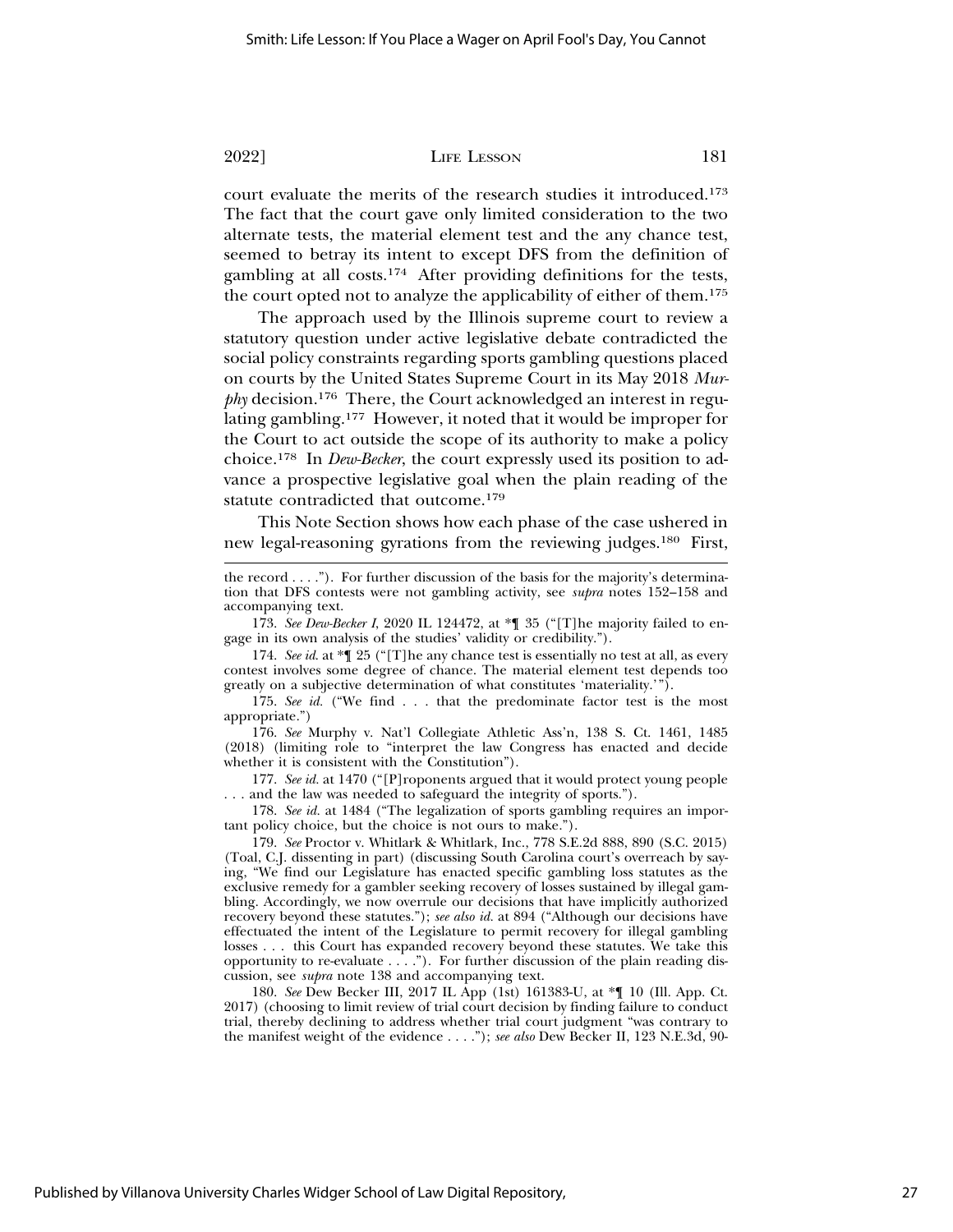court evaluate the merits of the research studies it introduced.[173] The fact that the court gave only limited consideration to the two alternate tests, the material element test and the any chance test, seemed to betray its intent to except DFS from the definition of gambling at all costs.[174] After providing definitions for the tests, the court opted not to analyze the applicability of either of them.[175]

The approach used by the Illinois supreme court to review a statutory question under active legislative debate contradicted the social policy constraints regarding sports gambling questions placed on courts by the United States Supreme Court in its May 2018 *Murphy* decision.[176] There, the Court acknowledged an interest in regulating gambling.[177] However, it noted that it would be improper for the Court to act outside the scope of its authority to make a policy choice.[178] In *Dew-Becker*, the court expressly used its position to advance a prospective legislative goal when the plain reading of the statute contradicted that outcome.[179]

This Note Section shows how each phase of the case ushered in new legal-reasoning gyrations from the reviewing judges.[180] First,

---

the record . . . ."). For further discussion of the basis for the majority's determination that DFS contests were not gambling activity, see *supra* notes 152–158 and accompanying text.

173. *See Dew-Becker I*, 2020 IL 124472, at *¶ 35 ("[T]he majority failed to engage in its own analysis of the studies' validity or credibility.").

174. *See id.* at *¶ 25 ("[T]he any chance test is essentially no test at all, as every contest involves some degree of chance. The material element test depends too greatly on a subjective determination of what constitutes 'materiality.'").

175. *See id.* ("We find . . . that the predominate factor test is the most appropriate.")

176. *See* Murphy v. Nat'l Collegiate Athletic Ass'n, 138 S. Ct. 1461, 1485 (2018) (limiting role to "interpret the law Congress has enacted and decide whether it is consistent with the Constitution").

177. *See id.* at 1470 ("[P]roponents argued that it would protect young people . . . and the law was needed to safeguard the integrity of sports.").

178. *See id.* at 1484 ("The legalization of sports gambling requires an important policy choice, but the choice is not ours to make.").

179. *See* Proctor v. Whitlark & Whitlark, Inc., 778 S.E.2d 888, 890 (S.C. 2015) (Toal, C.J. dissenting in part) (discussing South Carolina court's overreach by saying, "We find our Legislature has enacted specific gambling loss statutes as the exclusive remedy for a gambler seeking recovery of losses sustained by illegal gambling. Accordingly, we now overrule our decisions that have implicitly authorized recovery beyond these statutes."); *see also id.* at 894 ("Although our decisions have effectuated the intent of the Legislature to permit recovery for illegal gambling losses . . . this Court has expanded recovery beyond these statutes. We take this opportunity to re-evaluate . . . ."). For further discussion of the plain reading discussion, see *supra* note 138 and accompanying text.

180. *See* Dew Becker III, 2017 IL App (1st) 161383-U, at *¶ 10 (Ill. App. Ct. 2017) (choosing to limit review of trial court decision by finding failure to conduct trial, thereby declining to address whether trial court judgment "was contrary to the manifest weight of the evidence . . . ."); *see also* Dew Becker II, 123 N.E.3d, 90-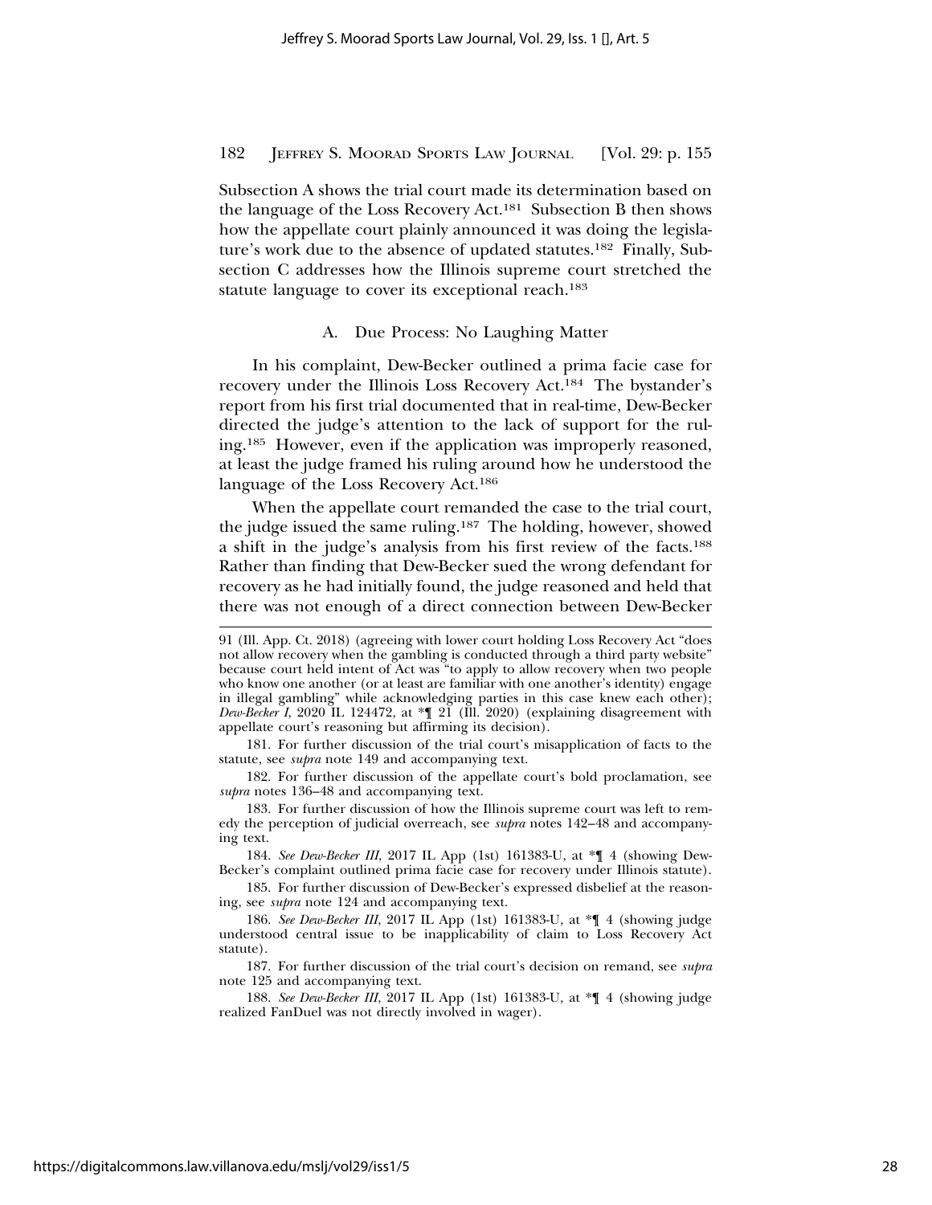Subsection A shows the trial court made its determination based on the language of the Loss Recovery Act.[181] Subsection B then shows how the appellate court plainly announced it was doing the legislature's work due to the absence of updated statutes.[182] Finally, Subsection C addresses how the Illinois supreme court stretched the statute language to cover its exceptional reach.[183]

### A. Due Process: No Laughing Matter

In his complaint, Dew-Becker outlined a prima facie case for recovery under the Illinois Loss Recovery Act.[184] The bystander's report from his first trial documented that in real-time, Dew-Becker directed the judge's attention to the lack of support for the ruling.[185] However, even if the application was improperly reasoned, at least the judge framed his ruling around how he understood the language of the Loss Recovery Act.[186]

When the appellate court remanded the case to the trial court, the judge issued the same ruling.[187] The holding, however, showed a shift in the judge's analysis from his first review of the facts.[188] Rather than finding that Dew-Becker sued the wrong defendant for recovery as he had initially found, the judge reasoned and held that there was not enough of a direct connection between Dew-Becker

---

91 (Ill. App. Ct. 2018) (agreeing with lower court holding Loss Recovery Act "does not allow recovery when the gambling is conducted through a third party website" because court held intent of Act was "to apply to allow recovery when two people who know one another (or at least are familiar with one another's identity) engage in illegal gambling" while acknowledging parties in this case knew each other); *Dew-Becker I*, 2020 IL 124472, at *¶ 21 (Ill. 2020) (explaining disagreement with appellate court's reasoning but affirming its decision).

181. For further discussion of the trial court's misapplication of facts to the statute, see *supra* note 149 and accompanying text.

182. For further discussion of the appellate court's bold proclamation, see *supra* notes 136–48 and accompanying text.

183. For further discussion of how the Illinois supreme court was left to remedy the perception of judicial overreach, see *supra* notes 142–48 and accompanying text.

184. *See Dew-Becker III*, 2017 IL App (1st) 161383-U, at *¶ 4 (showing Dew-Becker's complaint outlined prima facie case for recovery under Illinois statute).

185. For further discussion of Dew-Becker's expressed disbelief at the reasoning, see *supra* note 124 and accompanying text.

186. *See Dew-Becker III*, 2017 IL App (1st) 161383-U, at *¶ 4 (showing judge understood central issue to be inapplicability of claim to Loss Recovery Act statute).

187. For further discussion of the trial court's decision on remand, see *supra* note 125 and accompanying text.

188. *See Dew-Becker III*, 2017 IL App (1st) 161383-U, at *¶ 4 (showing judge realized FanDuel was not directly involved in wager).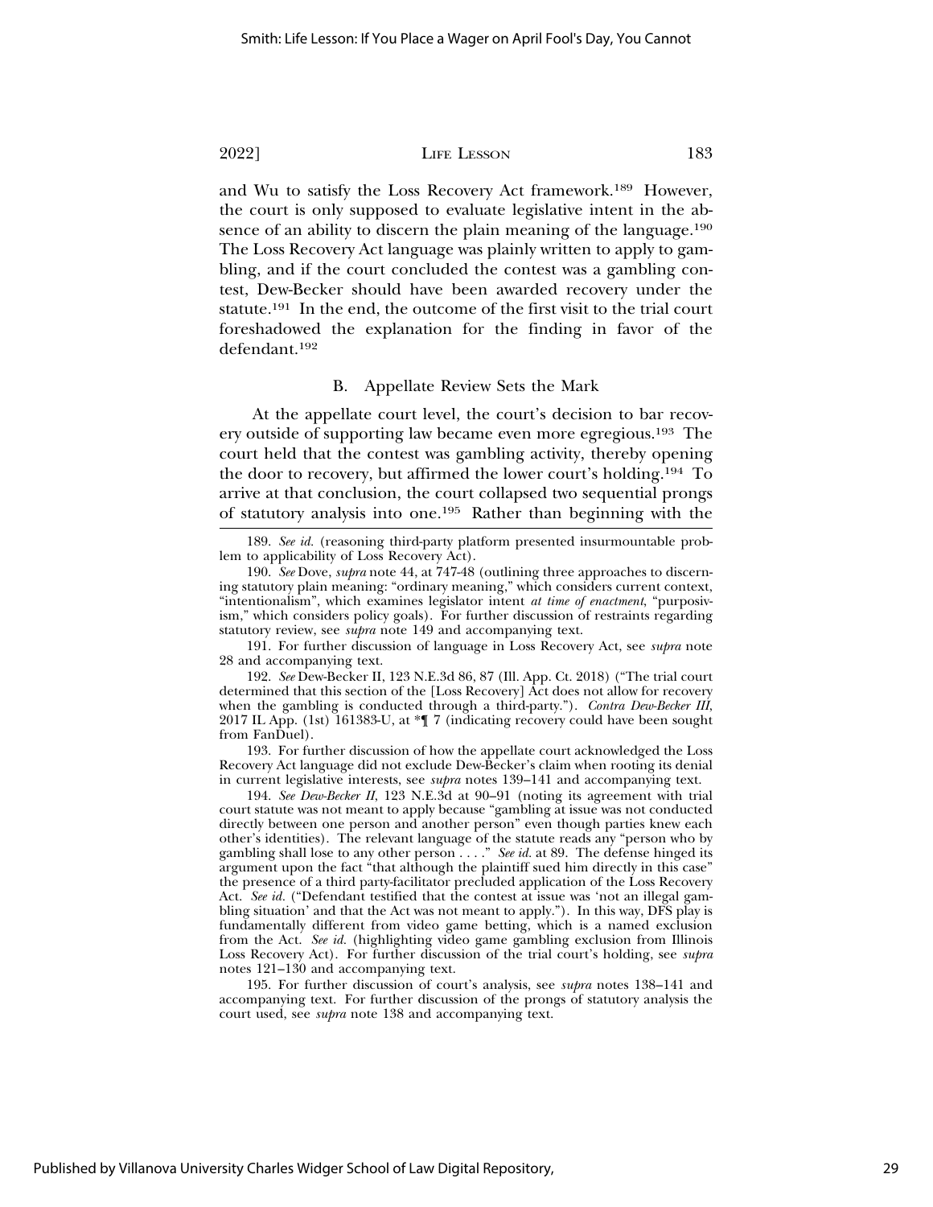and Wu to satisfy the Loss Recovery Act framework.[189] However, the court is only supposed to evaluate legislative intent in the absence of an ability to discern the plain meaning of the language.[190] The Loss Recovery Act language was plainly written to apply to gambling, and if the court concluded the contest was a gambling contest, Dew-Becker should have been awarded recovery under the statute.[191] In the end, the outcome of the first visit to the trial court foreshadowed the explanation for the finding in favor of the defendant.[192]

### B. Appellate Review Sets the Mark

At the appellate court level, the court's decision to bar recovery outside of supporting law became even more egregious.[193] The court held that the contest was gambling activity, thereby opening the door to recovery, but affirmed the lower court's holding.[194] To arrive at that conclusion, the court collapsed two sequential prongs of statutory analysis into one.[195] Rather than beginning with the

---

189. *See id.* (reasoning third-party platform presented insurmountable problem to applicability of Loss Recovery Act).

190. *See* Dove, *supra* note 44, at 747-48 (outlining three approaches to discerning statutory plain meaning: "ordinary meaning," which considers current context, "intentionalism", which examines legislator intent *at time of enactment*, "purposivism," which considers policy goals). For further discussion of restraints regarding statutory review, see *supra* note 149 and accompanying text.

191. For further discussion of language in Loss Recovery Act, see *supra* note 28 and accompanying text.

192. *See* Dew-Becker II, 123 N.E.3d 86, 87 (Ill. App. Ct. 2018) ("The trial court determined that this section of the [Loss Recovery] Act does not allow for recovery when the gambling is conducted through a third-party."). *Contra Dew-Becker III*, 2017 IL App. (1st) 161383-U, at *¶ 7 (indicating recovery could have been sought from FanDuel).

193. For further discussion of how the appellate court acknowledged the Loss Recovery Act language did not exclude Dew-Becker's claim when rooting its denial in current legislative interests, see *supra* notes 139–141 and accompanying text.

194. *See Dew-Becker II*, 123 N.E.3d at 90–91 (noting its agreement with trial court statute was not meant to apply because "gambling at issue was not conducted directly between one person and another person" even though parties knew each other's identities). The relevant language of the statute reads any "person who by gambling shall lose to any other person . . . ." *See id.* at 89. The defense hinged its argument upon the fact "that although the plaintiff sued him directly in this case" the presence of a third party-facilitator precluded application of the Loss Recovery Act. *See id.* ("Defendant testified that the contest at issue was 'not an illegal gambling situation' and that the Act was not meant to apply."). In this way, DFS play is fundamentally different from video game betting, which is a named exclusion from the Act. *See id.* (highlighting video game gambling exclusion from Illinois Loss Recovery Act). For further discussion of the trial court's holding, see *supra* notes 121–130 and accompanying text.

195. For further discussion of court's analysis, see *supra* notes 138–141 and accompanying text. For further discussion of the prongs of statutory analysis the court used, see *supra* note 138 and accompanying text.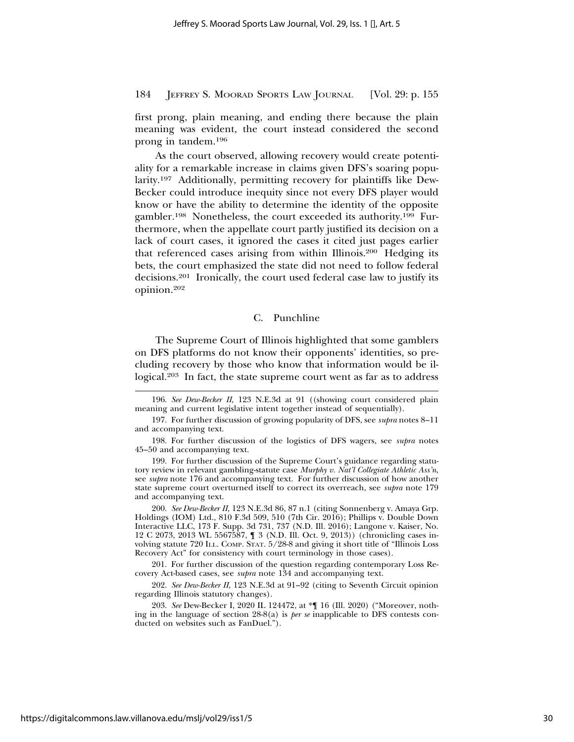first prong, plain meaning, and ending there because the plain meaning was evident, the court instead considered the second prong in tandem.[196]

As the court observed, allowing recovery would create potentiality for a remarkable increase in claims given DFS's soaring popularity.[197] Additionally, permitting recovery for plaintiffs like Dew-Becker could introduce inequity since not every DFS player would know or have the ability to determine the identity of the opposite gambler.[198] Nonetheless, the court exceeded its authority.[199] Furthermore, when the appellate court partly justified its decision on a lack of court cases, it ignored the cases it cited just pages earlier that referenced cases arising from within Illinois.[200] Hedging its bets, the court emphasized the state did not need to follow federal decisions.[201] Ironically, the court used federal case law to justify its opinion.[202]

### C. Punchline

The Supreme Court of Illinois highlighted that some gamblers on DFS platforms do not know their opponents' identities, so precluding recovery by those who know that information would be illogical.[203] In fact, the state supreme court went as far as to address

---

196. *See Dew-Becker II*, 123 N.E.3d at 91 ((showing court considered plain meaning and current legislative intent together instead of sequentially).

197. For further discussion of growing popularity of DFS, see *supra* notes 8–11 and accompanying text.

198. For further discussion of the logistics of DFS wagers, see *supra* notes 45–50 and accompanying text.

199. For further discussion of the Supreme Court's guidance regarding statutory review in relevant gambling-statute case *Murphy v. Nat'l Collegiate Athletic Ass'n*, see *supra* note 176 and accompanying text. For further discussion of how another state supreme court overturned itself to correct its overreach, see *supra* note 179 and accompanying text.

200. *See Dew-Becker II*, 123 N.E.3d 86, 87 n.1 (citing Sonnenberg v. Amaya Grp. Holdings (IOM) Ltd., 810 F.3d 509, 510 (7th Cir. 2016); Phillips v. Double Down Interactive LLC, 173 F. Supp. 3d 731, 737 (N.D. Ill. 2016); Langone v. Kaiser, No. 12 C 2073, 2013 WL 5567587, ¶ 3 (N.D. Ill. Oct. 9, 2013)) (chronicling cases involving statute 720 ILL. COMP. STAT. 5/28-8 and giving it short title of "Illinois Loss Recovery Act" for consistency with court terminology in those cases).

201. For further discussion of the question regarding contemporary Loss Recovery Act-based cases, see *supra* note 134 and accompanying text.

202. *See Dew-Becker II*, 123 N.E.3d at 91–92 (citing to Seventh Circuit opinion regarding Illinois statutory changes).

203. *See* Dew-Becker I, 2020 IL 124472, at *¶ 16 (Ill. 2020) ("Moreover, nothing in the language of section 28-8(a) is *per se* inapplicable to DFS contests conducted on websites such as FanDuel.").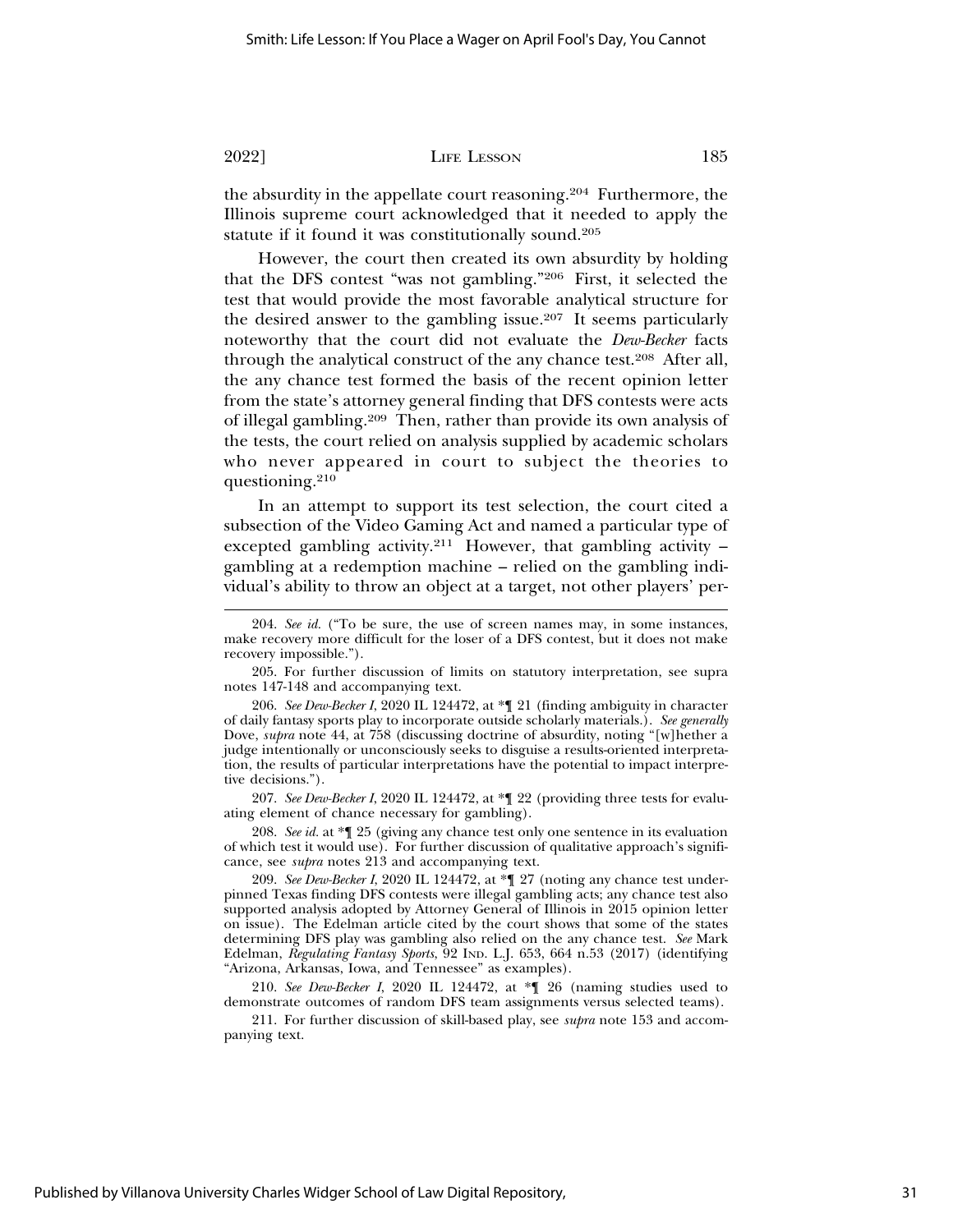the absurdity in the appellate court reasoning.[204] Furthermore, the Illinois supreme court acknowledged that it needed to apply the statute if it found it was constitutionally sound.[205]

However, the court then created its own absurdity by holding that the DFS contest "was not gambling."[206] First, it selected the test that would provide the most favorable analytical structure for the desired answer to the gambling issue.[207] It seems particularly noteworthy that the court did not evaluate the *Dew-Becker* facts through the analytical construct of the any chance test.[208] After all, the any chance test formed the basis of the recent opinion letter from the state's attorney general finding that DFS contests were acts of illegal gambling.[209] Then, rather than provide its own analysis of the tests, the court relied on analysis supplied by academic scholars who never appeared in court to subject the theories to questioning.[210]

In an attempt to support its test selection, the court cited a subsection of the Video Gaming Act and named a particular type of excepted gambling activity.[211] However, that gambling activity – gambling at a redemption machine – relied on the gambling individual's ability to throw an object at a target, not other players' per-

---

204. *See id.* ("To be sure, the use of screen names may, in some instances, make recovery more difficult for the loser of a DFS contest, but it does not make recovery impossible.").

205. For further discussion of limits on statutory interpretation, see supra notes 147-148 and accompanying text.

206. *See Dew-Becker I*, 2020 IL 124472, at *¶ 21 (finding ambiguity in character of daily fantasy sports play to incorporate outside scholarly materials.). *See generally* Dove, *supra* note 44, at 758 (discussing doctrine of absurdity, noting "[w]hether a judge intentionally or unconsciously seeks to disguise a results-oriented interpretation, the results of particular interpretations have the potential to impact interpretive decisions.").

207. *See Dew-Becker I*, 2020 IL 124472, at *¶ 22 (providing three tests for evaluating element of chance necessary for gambling).

208. *See id.* at *¶ 25 (giving any chance test only one sentence in its evaluation of which test it would use). For further discussion of qualitative approach's significance, see *supra* notes 213 and accompanying text.

209. *See Dew-Becker I*, 2020 IL 124472, at *¶ 27 (noting any chance test underpinned Texas finding DFS contests were illegal gambling acts; any chance test also supported analysis adopted by Attorney General of Illinois in 2015 opinion letter on issue). The Edelman article cited by the court shows that some of the states determining DFS play was gambling also relied on the any chance test. *See* Mark Edelman, *Regulating Fantasy Sports*, 92 IND. L.J. 653, 664 n.53 (2017) (identifying "Arizona, Arkansas, Iowa, and Tennessee" as examples).

210. *See Dew-Becker I*, 2020 IL 124472, at *¶ 26 (naming studies used to demonstrate outcomes of random DFS team assignments versus selected teams).

211. For further discussion of skill-based play, see *supra* note 153 and accompanying text.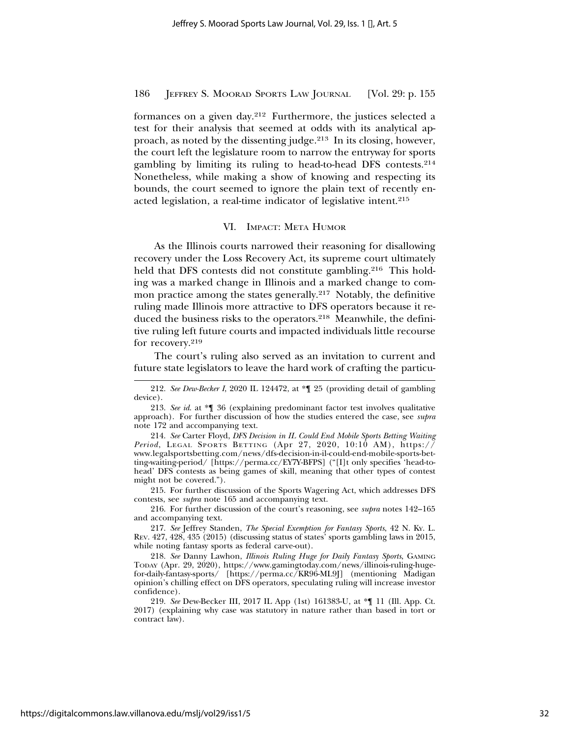formances on a given day.[212] Furthermore, the justices selected a test for their analysis that seemed at odds with its analytical approach, as noted by the dissenting judge.[213] In its closing, however, the court left the legislature room to narrow the entryway for sports gambling by limiting its ruling to head-to-head DFS contests.[214] Nonetheless, while making a show of knowing and respecting its bounds, the court seemed to ignore the plain text of recently enacted legislation, a real-time indicator of legislative intent.[215]

## VI. Impact: Meta Humor

As the Illinois courts narrowed their reasoning for disallowing recovery under the Loss Recovery Act, its supreme court ultimately held that DFS contests did not constitute gambling.[216] This holding was a marked change in Illinois and a marked change to common practice among the states generally.[217] Notably, the definitive ruling made Illinois more attractive to DFS operators because it reduced the business risks to the operators.[218] Meanwhile, the definitive ruling left future courts and impacted individuals little recourse for recovery.[219]

The court's ruling also served as an invitation to current and future state legislators to leave the hard work of crafting the particu-

---

212. *See Dew-Becker I*, 2020 IL 124472, at *¶ 25 (providing detail of gambling device).

213. *See id.* at *¶ 36 (explaining predominant factor test involves qualitative approach). For further discussion of how the studies entered the case, see *supra* note 172 and accompanying text.

214. *See* Carter Floyd, *DFS Decision in IL Could End Mobile Sports Betting Waiting Period*, Legal Sports Betting (Apr 27, 2020, 10:10 AM), https://www.legalsportsbetting.com/news/dfs-decision-in-il-could-end-mobile-sports-betting-waiting-period/ [https://perma.cc/EY7Y-BFPS] ("[I]t only specifies 'head-to-head' DFS contests as being games of skill, meaning that other types of contest might not be covered.").

215. For further discussion of the Sports Wagering Act, which addresses DFS contests, see *supra* note 165 and accompanying text.

216. For further discussion of the court's reasoning, see *supra* notes 142–165 and accompanying text.

217. *See* Jeffrey Standen, *The Special Exemption for Fantasy Sports*, 42 N. Ky. L. Rev. 427, 428, 435 (2015) (discussing status of states' sports gambling laws in 2015, while noting fantasy sports as federal carve-out).

218. *See* Danny Lawhon, *Illinois Ruling Huge for Daily Fantasy Sports*, Gaming Today (Apr. 29, 2020), https://www.gamingtoday.com/news/illinois-ruling-huge-for-daily-fantasy-sports/ [https://perma.cc/KR96-ML9J] (mentioning Madigan opinion's chilling effect on DFS operators, speculating ruling will increase investor confidence).

219. *See* Dew-Becker III, 2017 IL App (1st) 161383-U, at *¶ 11 (Ill. App. Ct. 2017) (explaining why case was statutory in nature rather than based in tort or contract law).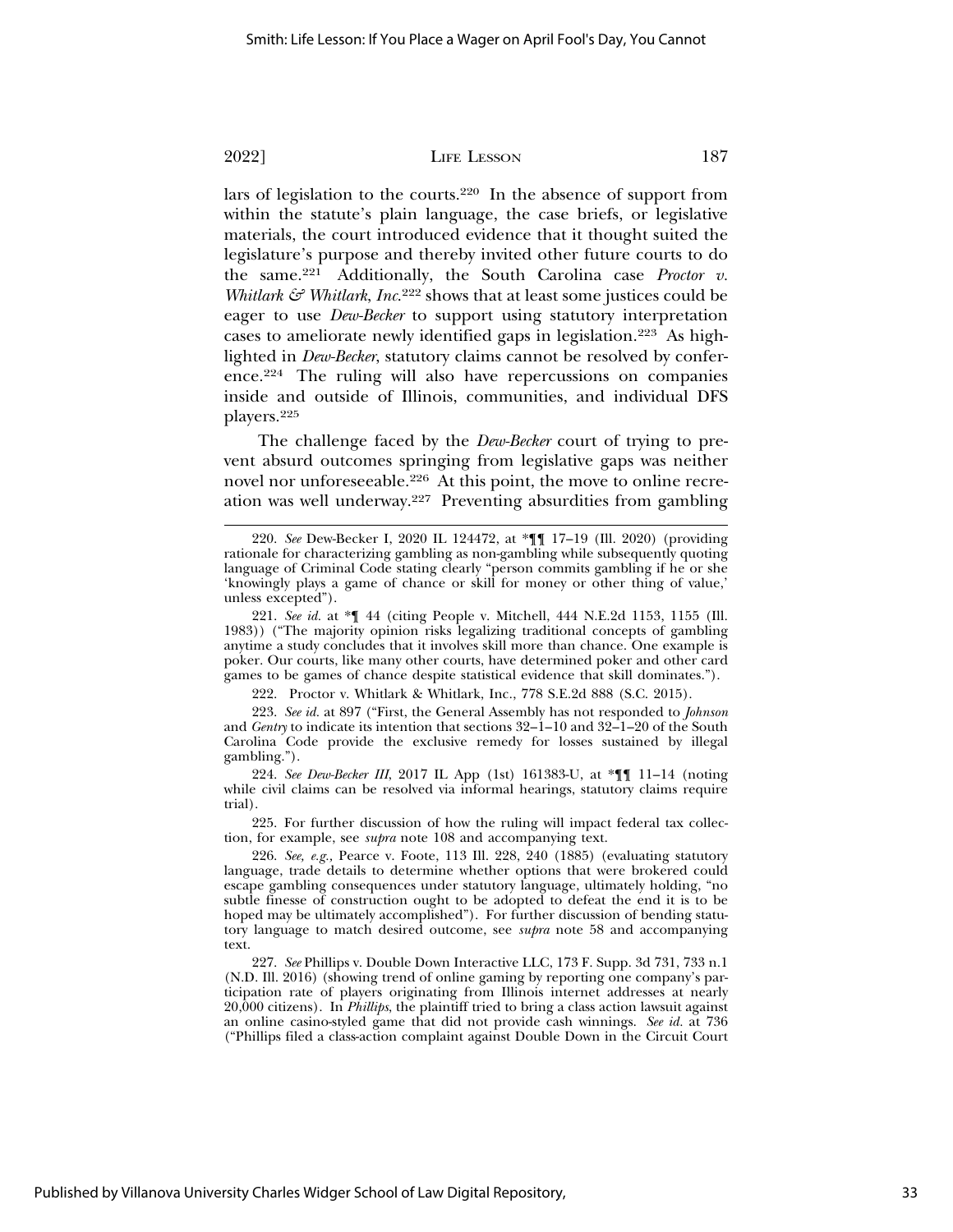lars of legislation to the courts.[220] In the absence of support from within the statute's plain language, the case briefs, or legislative materials, the court introduced evidence that it thought suited the legislature's purpose and thereby invited other future courts to do the same.[221] Additionally, the South Carolina case *Proctor v. Whitlark & Whitlark, Inc.*[222] shows that at least some justices could be eager to use *Dew-Becker* to support using statutory interpretation cases to ameliorate newly identified gaps in legislation.[223] As highlighted in *Dew-Becker*, statutory claims cannot be resolved by conference.[224] The ruling will also have repercussions on companies inside and outside of Illinois, communities, and individual DFS players.[225]

The challenge faced by the *Dew-Becker* court of trying to prevent absurd outcomes springing from legislative gaps was neither novel nor unforeseeable.[226] At this point, the move to online recreation was well underway.[227] Preventing absurdities from gambling

---

220. *See* Dew-Becker I, 2020 IL 124472, at *¶¶ 17–19 (Ill. 2020) (providing rationale for characterizing gambling as non-gambling while subsequently quoting language of Criminal Code stating clearly "person commits gambling if he or she 'knowingly plays a game of chance or skill for money or other thing of value,' unless excepted").

221. *See id.* at *¶ 44 (citing People v. Mitchell, 444 N.E.2d 1153, 1155 (Ill. 1983)) ("The majority opinion risks legalizing traditional concepts of gambling anytime a study concludes that it involves skill more than chance. One example is poker. Our courts, like many other courts, have determined poker and other card games to be games of chance despite statistical evidence that skill dominates.").

222. Proctor v. Whitlark & Whitlark, Inc., 778 S.E.2d 888 (S.C. 2015).

223. *See id.* at 897 ("First, the General Assembly has not responded to *Johnson* and *Gentry* to indicate its intention that sections 32–1–10 and 32–1–20 of the South Carolina Code provide the exclusive remedy for losses sustained by illegal gambling.").

224. *See Dew-Becker III*, 2017 IL App (1st) 161383-U, at *¶¶ 11–14 (noting while civil claims can be resolved via informal hearings, statutory claims require trial).

225. For further discussion of how the ruling will impact federal tax collection, for example, see *supra* note 108 and accompanying text.

226. *See, e.g.*, Pearce v. Foote, 113 Ill. 228, 240 (1885) (evaluating statutory language, trade details to determine whether options that were brokered could escape gambling consequences under statutory language, ultimately holding, "no subtle finesse of construction ought to be adopted to defeat the end it is to be hoped may be ultimately accomplished"). For further discussion of bending statutory language to match desired outcome, see *supra* note 58 and accompanying text.

227. *See* Phillips v. Double Down Interactive LLC, 173 F. Supp. 3d 731, 733 n.1 (N.D. Ill. 2016) (showing trend of online gaming by reporting one company's participation rate of players originating from Illinois internet addresses at nearly 20,000 citizens). In *Phillips*, the plaintiff tried to bring a class action lawsuit against an online casino-styled game that did not provide cash winnings. *See id.* at 736 ("Phillips filed a class-action complaint against Double Down in the Circuit Court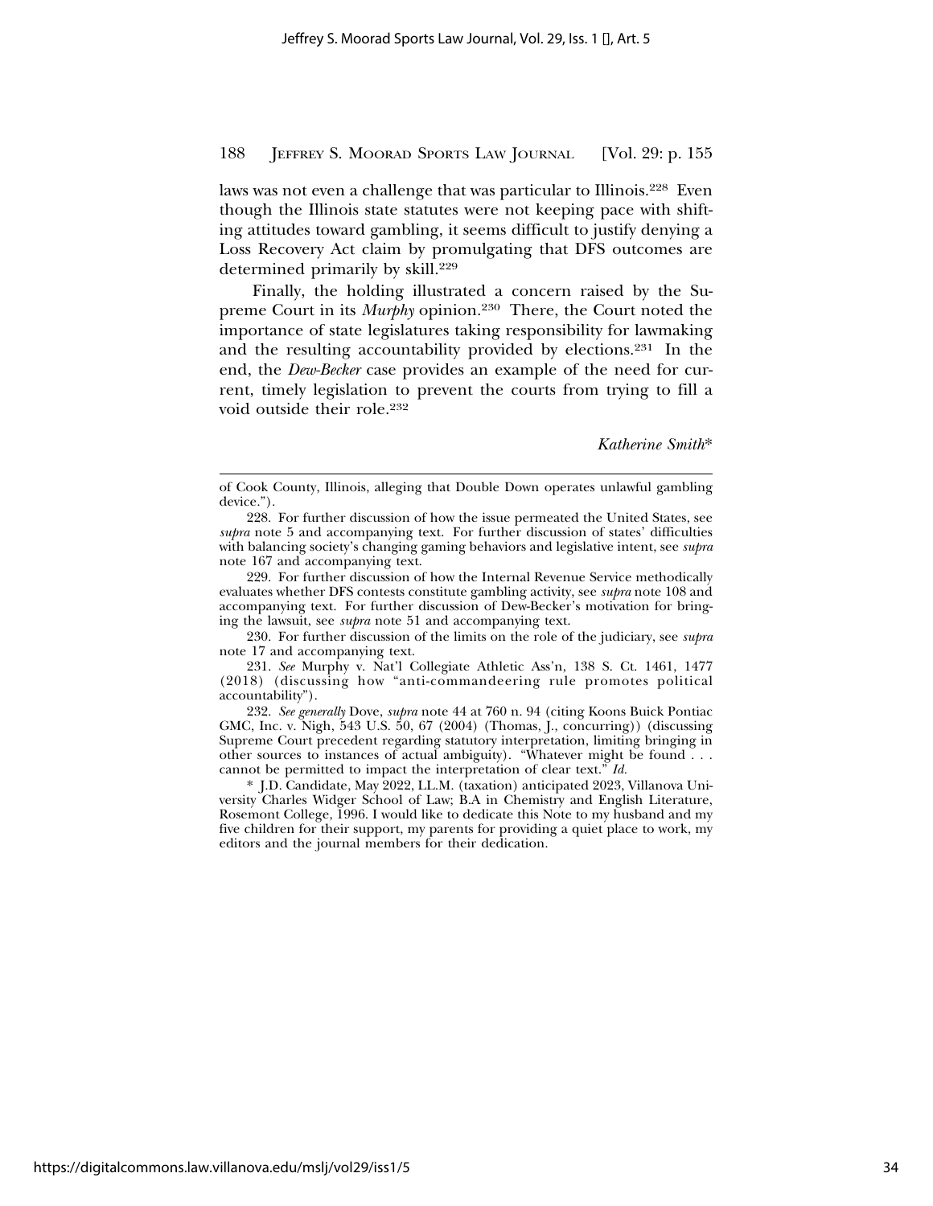laws was not even a challenge that was particular to Illinois.[228] Even though the Illinois state statutes were not keeping pace with shifting attitudes toward gambling, it seems difficult to justify denying a Loss Recovery Act claim by promulgating that DFS outcomes are determined primarily by skill.[229]

Finally, the holding illustrated a concern raised by the Supreme Court in its *Murphy* opinion.[230] There, the Court noted the importance of state legislatures taking responsibility for lawmaking and the resulting accountability provided by elections.[231] In the end, the *Dew-Becker* case provides an example of the need for current, timely legislation to prevent the courts from trying to fill a void outside their role.[232]

*Katherine Smith\**

---

of Cook County, Illinois, alleging that Double Down operates unlawful gambling device.").

228. For further discussion of how the issue permeated the United States, see *supra* note 5 and accompanying text. For further discussion of states' difficulties with balancing society's changing gaming behaviors and legislative intent, see *supra* note 167 and accompanying text.

229. For further discussion of how the Internal Revenue Service methodically evaluates whether DFS contests constitute gambling activity, see *supra* note 108 and accompanying text. For further discussion of Dew-Becker's motivation for bringing the lawsuit, see *supra* note 51 and accompanying text.

230. For further discussion of the limits on the role of the judiciary, see *supra* note 17 and accompanying text.

231. *See* Murphy v. Nat'l Collegiate Athletic Ass'n, 138 S. Ct. 1461, 1477 (2018) (discussing how "anti-commandeering rule promotes political accountability").

232. *See generally* Dove, *supra* note 44 at 760 n. 94 (citing Koons Buick Pontiac GMC, Inc. v. Nigh, 543 U.S. 50, 67 (2004) (Thomas, J., concurring)) (discussing Supreme Court precedent regarding statutory interpretation, limiting bringing in other sources to instances of actual ambiguity). "Whatever might be found . . . cannot be permitted to impact the interpretation of clear text." *Id.*

\* J.D. Candidate, May 2022, LL.M. (taxation) anticipated 2023, Villanova University Charles Widger School of Law; B.A in Chemistry and English Literature, Rosemont College, 1996. I would like to dedicate this Note to my husband and my five children for their support, my parents for providing a quiet place to work, my editors and the journal members for their dedication.